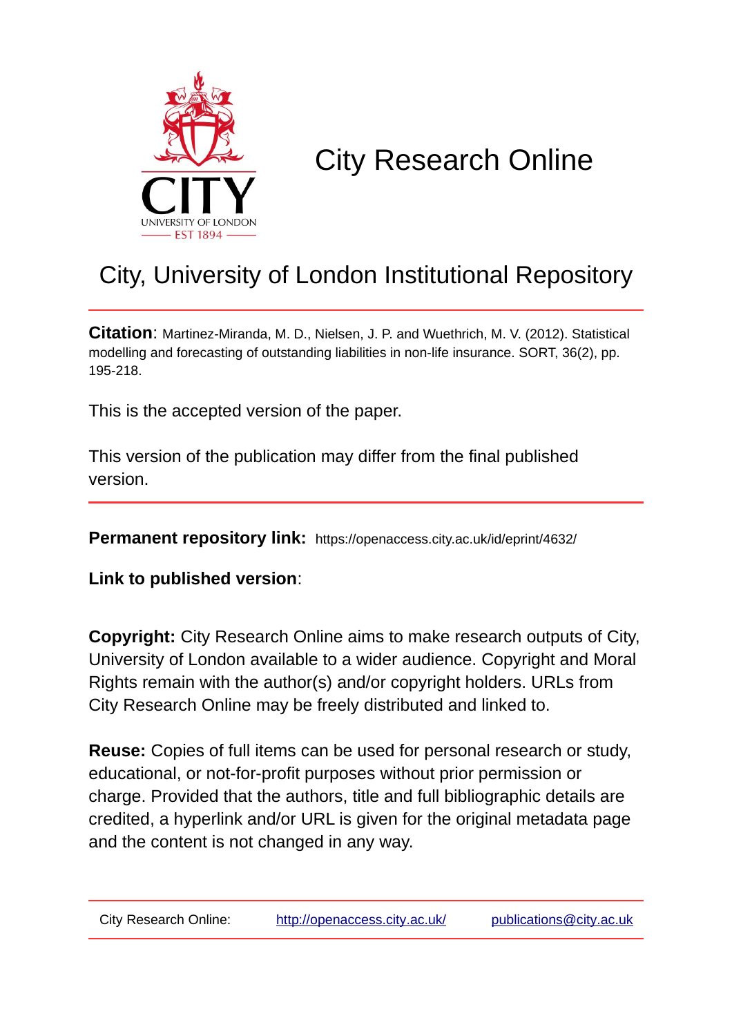# City Research Online

## City, University of London Institutional Repository

**Citation**: Martinez-Miranda, M. D., Nielsen, J. P. and Wuethrich, M. V. (2012). Statistical modelling and forecasting of outstanding liabilities in non-life insurance. SORT, 36(2), pp. 195-218.

This is the accepted version of the paper.

This version of the publication may differ from the final published version.

**Permanent repository link:** https://openaccess.city.ac.uk/id/eprint/4632/

**Link to published version**:

**Copyright:** City Research Online aims to make research outputs of City, University of London available to a wider audience. Copyright and Moral Rights remain with the author(s) and/or copyright holders. URLs from City Research Online may be freely distributed and linked to.

**Reuse:** Copies of full items can be used for personal research or study, educational, or not-for-profit purposes without prior permission or charge. Provided that the authors, title and full bibliographic details are credited, a hyperlink and/or URL is given for the original metadata page and the content is not changed in any way.

City Research Online: http://openaccess.city.ac.uk/ publications@city.ac.uk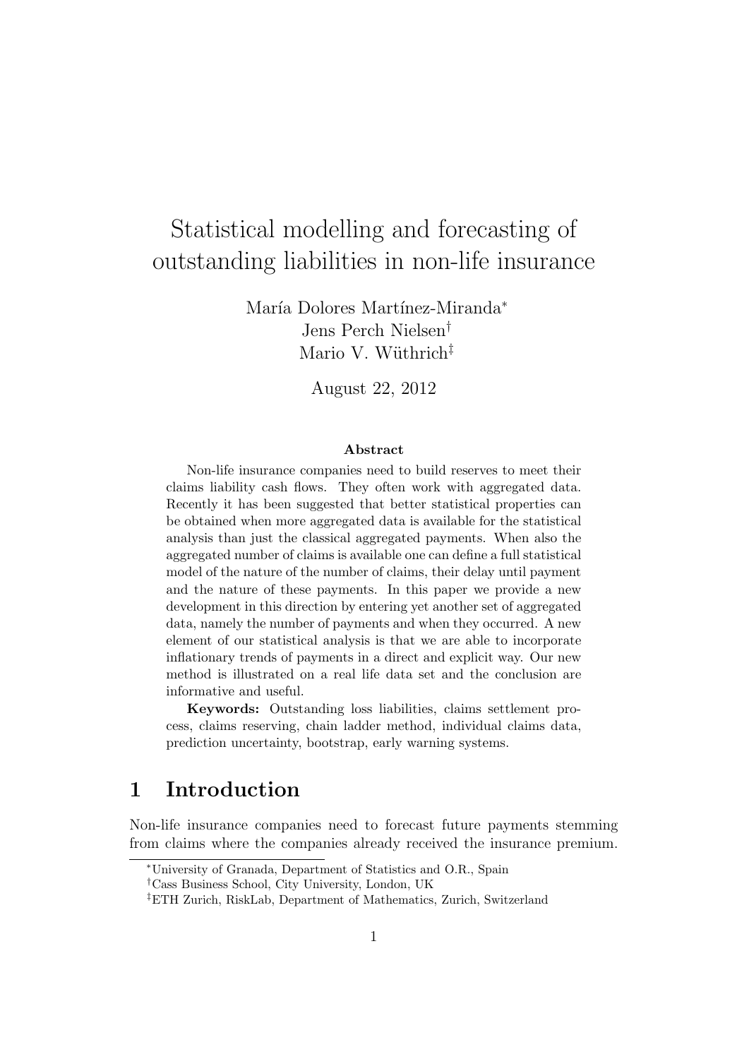# Statistical modelling and forecasting of outstanding liabilities in non-life insurance

María Dolores Martínez-Miranda[*]
Jens Perch Nielsen[†]
Mario V. Wüthrich[‡]

August 22, 2012

**Abstract**

Non-life insurance companies need to build reserves to meet their claims liability cash flows. They often work with aggregated data. Recently it has been suggested that better statistical properties can be obtained when more aggregated data is available for the statistical analysis than just the classical aggregated payments. When also the aggregated number of claims is available one can define a full statistical model of the nature of the number of claims, their delay until payment and the nature of these payments. In this paper we provide a new development in this direction by entering yet another set of aggregated data, namely the number of payments and when they occurred. A new element of our statistical analysis is that we are able to incorporate inflationary trends of payments in a direct and explicit way. Our new method is illustrated on a real life data set and the conclusion are informative and useful.

**Keywords:** Outstanding loss liabilities, claims settlement process, claims reserving, chain ladder method, individual claims data, prediction uncertainty, bootstrap, early warning systems.

## 1 Introduction

Non-life insurance companies need to forecast future payments stemming from claims where the companies already received the insurance premium.

---

[*] University of Granada, Department of Statistics and O.R., Spain

[†] Cass Business School, City University, London, UK

[‡] ETH Zurich, RiskLab, Department of Mathematics, Zurich, Switzerland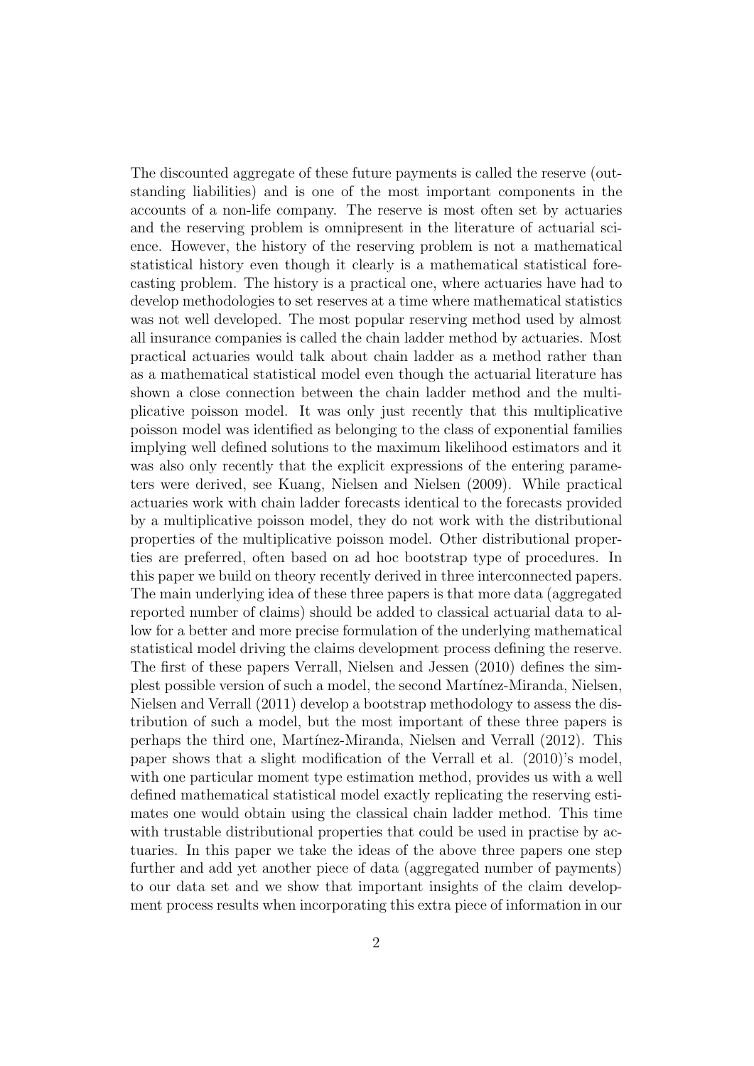The discounted aggregate of these future payments is called the reserve (outstanding liabilities) and is one of the most important components in the accounts of a non-life company. The reserve is most often set by actuaries and the reserving problem is omnipresent in the literature of actuarial science. However, the history of the reserving problem is not a mathematical statistical history even though it clearly is a mathematical statistical forecasting problem. The history is a practical one, where actuaries have had to develop methodologies to set reserves at a time where mathematical statistics was not well developed. The most popular reserving method used by almost all insurance companies is called the chain ladder method by actuaries. Most practical actuaries would talk about chain ladder as a method rather than as a mathematical statistical model even though the actuarial literature has shown a close connection between the chain ladder method and the multiplicative poisson model. It was only just recently that this multiplicative poisson model was identified as belonging to the class of exponential families implying well defined solutions to the maximum likelihood estimators and it was also only recently that the explicit expressions of the entering parameters were derived, see Kuang, Nielsen and Nielsen (2009). While practical actuaries work with chain ladder forecasts identical to the forecasts provided by a multiplicative poisson model, they do not work with the distributional properties of the multiplicative poisson model. Other distributional properties are preferred, often based on ad hoc bootstrap type of procedures. In this paper we build on theory recently derived in three interconnected papers. The main underlying idea of these three papers is that more data (aggregated reported number of claims) should be added to classical actuarial data to allow for a better and more precise formulation of the underlying mathematical statistical model driving the claims development process defining the reserve. The first of these papers Verrall, Nielsen and Jessen (2010) defines the simplest possible version of such a model, the second Martínez-Miranda, Nielsen, Nielsen and Verrall (2011) develop a bootstrap methodology to assess the distribution of such a model, but the most important of these three papers is perhaps the third one, Martínez-Miranda, Nielsen and Verrall (2012). This paper shows that a slight modification of the Verrall et al. (2010)'s model, with one particular moment type estimation method, provides us with a well defined mathematical statistical model exactly replicating the reserving estimates one would obtain using the classical chain ladder method. This time with trustable distributional properties that could be used in practise by actuaries. In this paper we take the ideas of the above three papers one step further and add yet another piece of data (aggregated number of payments) to our data set and we show that important insights of the claim development process results when incorporating this extra piece of information in our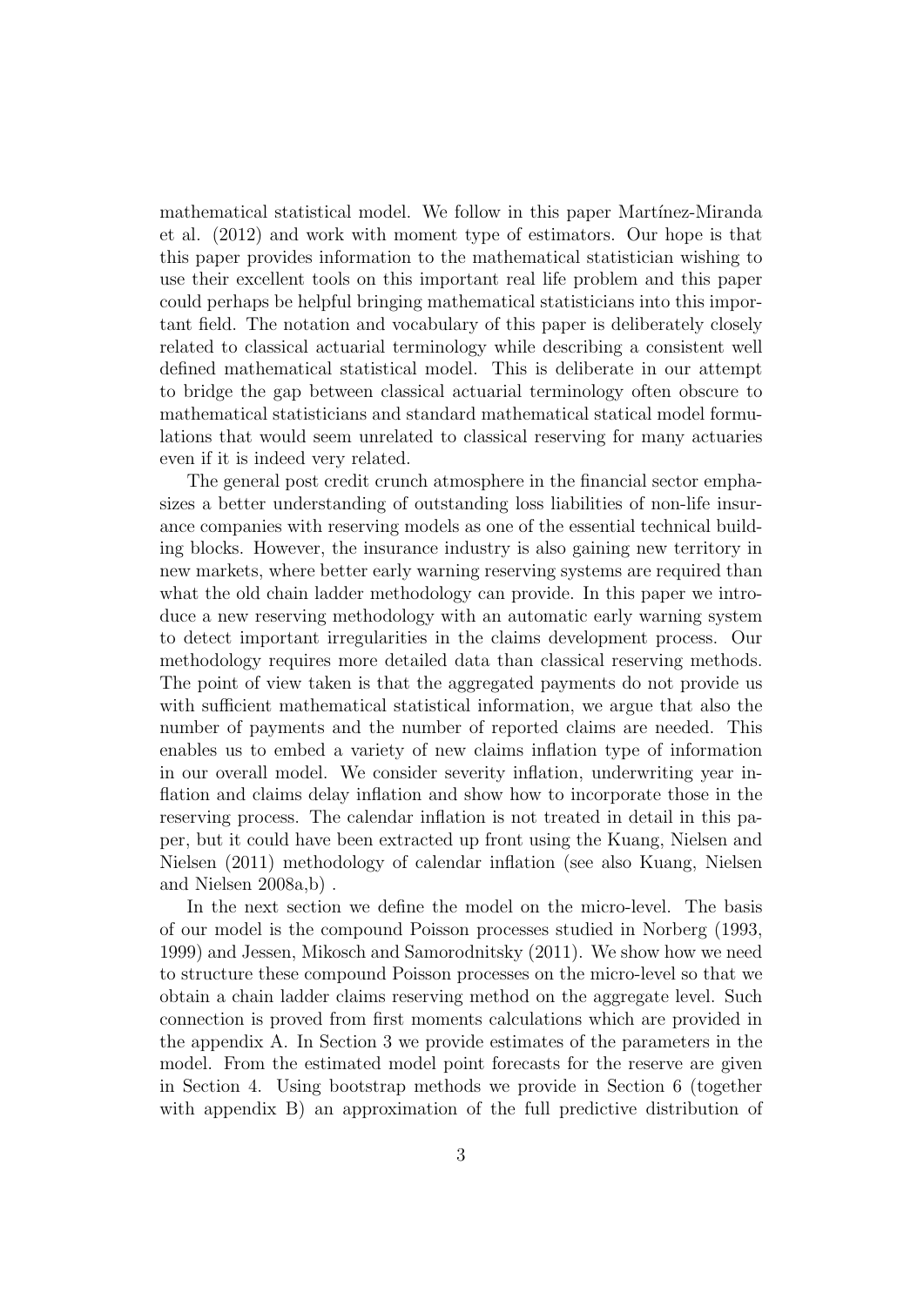mathematical statistical model. We follow in this paper Martínez-Miranda et al. (2012) and work with moment type of estimators. Our hope is that this paper provides information to the mathematical statistician wishing to use their excellent tools on this important real life problem and this paper could perhaps be helpful bringing mathematical statisticians into this important field. The notation and vocabulary of this paper is deliberately closely related to classical actuarial terminology while describing a consistent well defined mathematical statistical model. This is deliberate in our attempt to bridge the gap between classical actuarial terminology often obscure to mathematical statisticians and standard mathematical statical model formulations that would seem unrelated to classical reserving for many actuaries even if it is indeed very related.

The general post credit crunch atmosphere in the financial sector emphasizes a better understanding of outstanding loss liabilities of non-life insurance companies with reserving models as one of the essential technical building blocks. However, the insurance industry is also gaining new territory in new markets, where better early warning reserving systems are required than what the old chain ladder methodology can provide. In this paper we introduce a new reserving methodology with an automatic early warning system to detect important irregularities in the claims development process. Our methodology requires more detailed data than classical reserving methods. The point of view taken is that the aggregated payments do not provide us with sufficient mathematical statistical information, we argue that also the number of payments and the number of reported claims are needed. This enables us to embed a variety of new claims inflation type of information in our overall model. We consider severity inflation, underwriting year inflation and claims delay inflation and show how to incorporate those in the reserving process. The calendar inflation is not treated in detail in this paper, but it could have been extracted up front using the Kuang, Nielsen and Nielsen (2011) methodology of calendar inflation (see also Kuang, Nielsen and Nielsen 2008a,b) .

In the next section we define the model on the micro-level. The basis of our model is the compound Poisson processes studied in Norberg (1993, 1999) and Jessen, Mikosch and Samorodnitsky (2011). We show how we need to structure these compound Poisson processes on the micro-level so that we obtain a chain ladder claims reserving method on the aggregate level. Such connection is proved from first moments calculations which are provided in the appendix A. In Section 3 we provide estimates of the parameters in the model. From the estimated model point forecasts for the reserve are given in Section 4. Using bootstrap methods we provide in Section 6 (together with appendix B) an approximation of the full predictive distribution of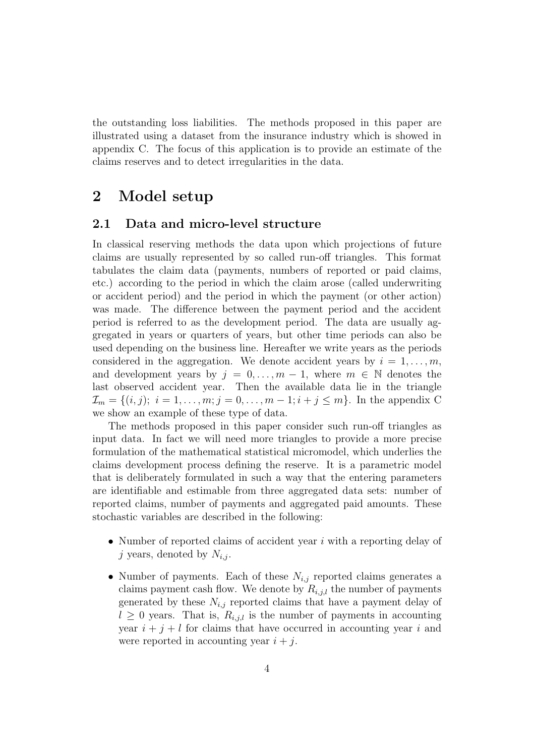the outstanding loss liabilities. The methods proposed in this paper are illustrated using a dataset from the insurance industry which is showed in appendix C. The focus of this application is to provide an estimate of the claims reserves and to detect irregularities in the data.

# 2 Model setup

## 2.1 Data and micro-level structure

In classical reserving methods the data upon which projections of future claims are usually represented by so called run-off triangles. This format tabulates the claim data (payments, numbers of reported or paid claims, etc.) according to the period in which the claim arose (called underwriting or accident period) and the period in which the payment (or other action) was made. The difference between the payment period and the accident period is referred to as the development period. The data are usually aggregated in years or quarters of years, but other time periods can also be used depending on the business line. Hereafter we write years as the periods considered in the aggregation. We denote accident years by $i = 1, \dots, m$, and development years by $j = 0, \dots, m-1$, where $m \in \mathbb{N}$ denotes the last observed accident year. Then the available data lie in the triangle $\mathcal{I}_m = \{(i,j);\ i = 1, \dots, m; j = 0, \dots, m-1; i + j \leq m\}$. In the appendix C we show an example of these type of data.

The methods proposed in this paper consider such run-off triangles as input data. In fact we will need more triangles to provide a more precise formulation of the mathematical statistical micromodel, which underlies the claims development process defining the reserve. It is a parametric model that is deliberately formulated in such a way that the entering parameters are identifiable and estimable from three aggregated data sets: number of reported claims, number of payments and aggregated paid amounts. These stochastic variables are described in the following:

- Number of reported claims of accident year $i$ with a reporting delay of $j$ years, denoted by $N_{i,j}$.
- Number of payments. Each of these $N_{i,j}$ reported claims generates a claims payment cash flow. We denote by $R_{i,j,l}$ the number of payments generated by these $N_{i,j}$ reported claims that have a payment delay of $l \geq 0$ years. That is, $R_{i,j,l}$ is the number of payments in accounting year $i + j + l$ for claims that have occurred in accounting year $i$ and were reported in accounting year $i + j$.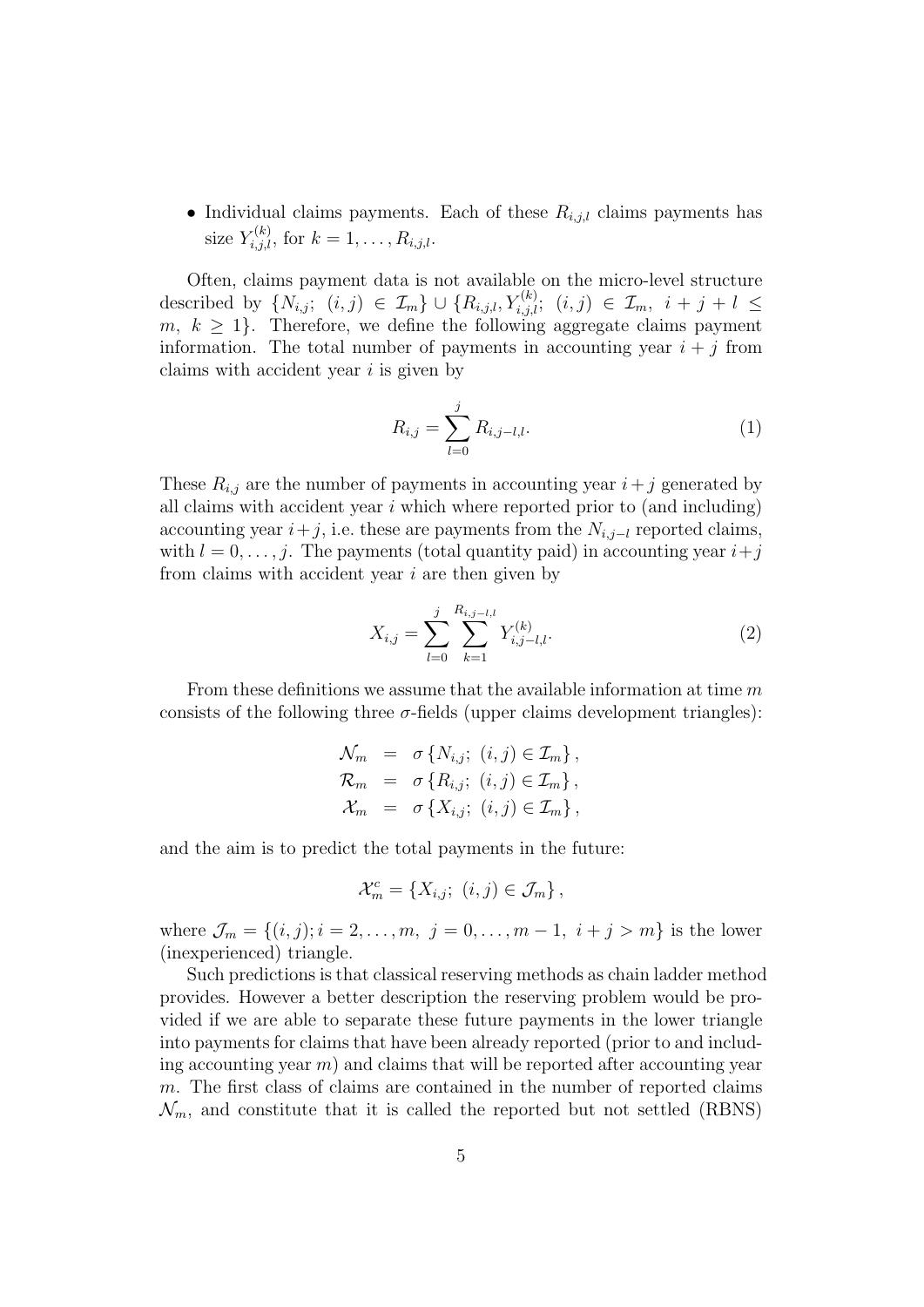- Individual claims payments. Each of these $R_{i,j,l}$ claims payments has size $Y_{i,j,l}^{(k)}$, for $k = 1, \ldots, R_{i,j,l}$.

Often, claims payment data is not available on the micro-level structure described by $\{N_{i,j};\ (i,j) \in \mathcal{I}_m\} \cup \{R_{i,j,l}, Y_{i,j,l}^{(k)};\ (i,j) \in \mathcal{I}_m,\ i+j+l \leq m,\ k \geq 1\}$. Therefore, we define the following aggregate claims payment information. The total number of payments in accounting year $i+j$ from claims with accident year $i$ is given by

$$R_{i,j} = \sum_{l=0}^{j} R_{i,j-l,l}. \tag{1}$$

These $R_{i,j}$ are the number of payments in accounting year $i+j$ generated by all claims with accident year $i$ which where reported prior to (and including) accounting year $i+j$, i.e. these are payments from the $N_{i,j-l}$ reported claims, with $l = 0, \ldots, j$. The payments (total quantity paid) in accounting year $i+j$ from claims with accident year $i$ are then given by

$$X_{i,j} = \sum_{l=0}^{j} \sum_{k=1}^{R_{i,j-l,l}} Y_{i,j-l,l}^{(k)}. \tag{2}$$

From these definitions we assume that the available information at time $m$ consists of the following three $\sigma$-fields (upper claims development triangles):

$$\begin{aligned}
\mathcal{N}_m &= \sigma\{N_{i,j};\ (i,j) \in \mathcal{I}_m\}, \\
\mathcal{R}_m &= \sigma\{R_{i,j};\ (i,j) \in \mathcal{I}_m\}, \\
\mathcal{X}_m &= \sigma\{X_{i,j};\ (i,j) \in \mathcal{I}_m\},
\end{aligned}$$

and the aim is to predict the total payments in the future:

$$\mathcal{X}_m^c = \{X_{i,j};\ (i,j) \in \mathcal{J}_m\},$$

where $\mathcal{J}_m = \{(i,j); i = 2, \ldots, m,\ j = 0, \ldots, m-1,\ i+j > m\}$ is the lower (inexperienced) triangle.

Such predictions is that classical reserving methods as chain ladder method provides. However a better description the reserving problem would be provided if we are able to separate these future payments in the lower triangle into payments for claims that have been already reported (prior to and including accounting year $m$) and claims that will be reported after accounting year $m$. The first class of claims are contained in the number of reported claims $\mathcal{N}_m$, and constitute that it is called the reported but not settled (RBNS)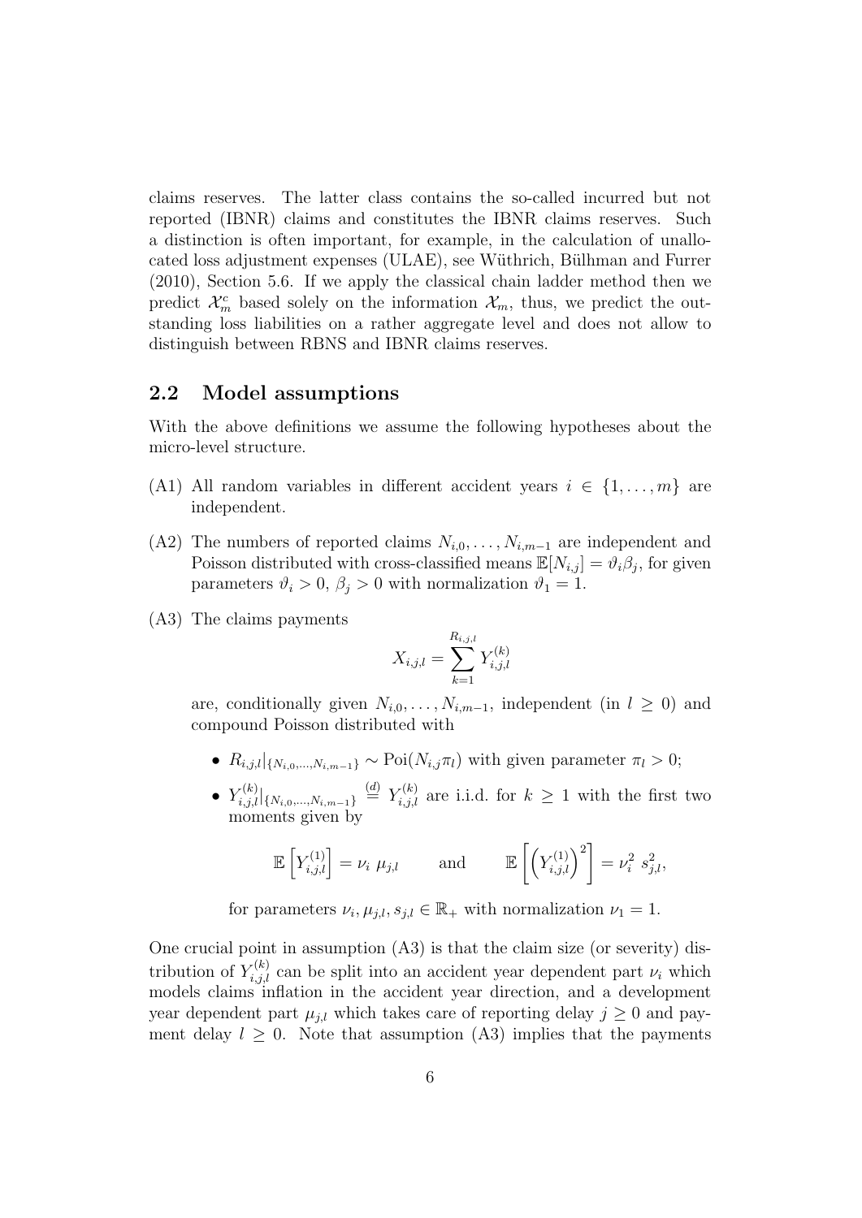claims reserves. The latter class contains the so-called incurred but not reported (IBNR) claims and constitutes the IBNR claims reserves. Such a distinction is often important, for example, in the calculation of unallocated loss adjustment expenses (ULAE), see Wüthrich, Bülhman and Furrer (2010), Section 5.6. If we apply the classical chain ladder method then we predict $\mathcal{X}_m^c$ based solely on the information $\mathcal{X}_m$, thus, we predict the outstanding loss liabilities on a rather aggregate level and does not allow to distinguish between RBNS and IBNR claims reserves.

## 2.2 Model assumptions

With the above definitions we assume the following hypotheses about the micro-level structure.

- (A1) All random variables in different accident years $i \in \{1, \ldots, m\}$ are independent.
- (A2) The numbers of reported claims $N_{i,0}, \ldots, N_{i,m-1}$ are independent and Poisson distributed with cross-classified means $\mathbb{E}[N_{i,j}] = \vartheta_i \beta_j$, for given parameters $\vartheta_i > 0$, $\beta_j > 0$ with normalization $\vartheta_1 = 1$.
- (A3) The claims payments

$$X_{i,j,l} = \sum_{k=1}^{R_{i,j,l}} Y_{i,j,l}^{(k)}$$

are, conditionally given $N_{i,0}, \ldots, N_{i,m-1}$, independent (in $l \geq 0$) and compound Poisson distributed with

- $R_{i,j,l}|_{\{N_{i,0},\ldots,N_{i,m-1}\}} \sim \mathrm{Poi}(N_{i,j}\pi_l)$ with given parameter $\pi_l > 0$;
- $Y_{i,j,l}^{(k)}|_{\{N_{i,0},\ldots,N_{i,m-1}\}} \stackrel{(d)}{=} Y_{i,j,l}^{(k)}$ are i.i.d. for $k \geq 1$ with the first two moments given by

$$\mathbb{E}\left[Y_{i,j,l}^{(1)}\right] = \nu_i \ \mu_{j,l} \qquad \text{and} \qquad \mathbb{E}\left[\left(Y_{i,j,l}^{(1)}\right)^2\right] = \nu_i^2 \ s_{j,l}^2,$$

for parameters $\nu_i, \mu_{j,l}, s_{j,l} \in \mathbb{R}_+$ with normalization $\nu_1 = 1$.

One crucial point in assumption (A3) is that the claim size (or severity) distribution of $Y_{i,j,l}^{(k)}$ can be split into an accident year dependent part $\nu_i$ which models claims inflation in the accident year direction, and a development year dependent part $\mu_{j,l}$ which takes care of reporting delay $j \geq 0$ and payment delay $l \geq 0$. Note that assumption (A3) implies that the payments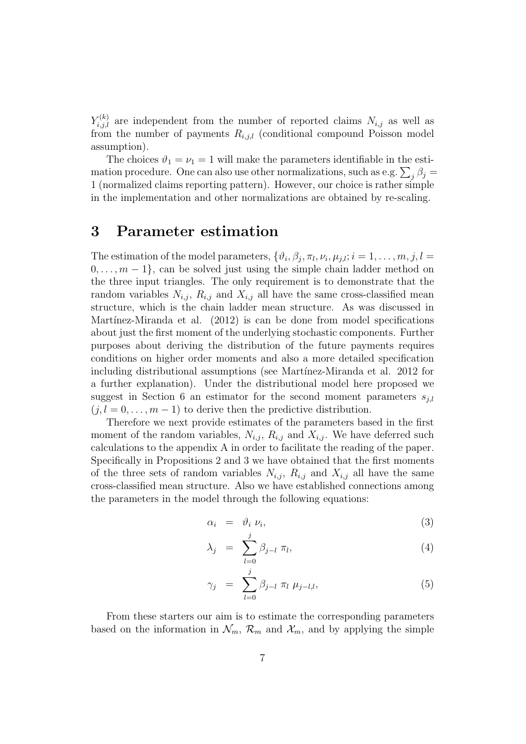$Y_{i,j,l}^{(k)}$ are independent from the number of reported claims $N_{i,j}$ as well as from the number of payments $R_{i,j,l}$ (conditional compound Poisson model assumption).

The choices $\vartheta_1 = \nu_1 = 1$ will make the parameters identifiable in the estimation procedure. One can also use other normalizations, such as e.g. $\sum_j \beta_j = 1$ (normalized claims reporting pattern). However, our choice is rather simple in the implementation and other normalizations are obtained by re-scaling.

# 3 Parameter estimation

The estimation of the model parameters, $\{\vartheta_i, \beta_j, \pi_l, \nu_i, \mu_{j,l}; i = 1, \ldots, m, j, l = 0, \ldots, m-1\}$, can be solved just using the simple chain ladder method on the three input triangles. The only requirement is to demonstrate that the random variables $N_{i,j}$, $R_{i,j}$ and $X_{i,j}$ all have the same cross-classified mean structure, which is the chain ladder mean structure. As was discussed in Martínez-Miranda et al. (2012) is can be done from model specifications about just the first moment of the underlying stochastic components. Further purposes about deriving the distribution of the future payments requires conditions on higher order moments and also a more detailed specification including distributional assumptions (see Martínez-Miranda et al. 2012 for a further explanation). Under the distributional model here proposed we suggest in Section 6 an estimator for the second moment parameters $s_{j,l}$ ($j, l = 0, \ldots, m-1$) to derive then the predictive distribution.

Therefore we next provide estimates of the parameters based in the first moment of the random variables, $N_{i,j}$, $R_{i,j}$ and $X_{i,j}$. We have deferred such calculations to the appendix A in order to facilitate the reading of the paper. Specifically in Propositions 2 and 3 we have obtained that the first moments of the three sets of random variables $N_{i,j}$, $R_{i,j}$ and $X_{i,j}$ all have the same cross-classified mean structure. Also we have established connections among the parameters in the model through the following equations:

$$\alpha_i = \vartheta_i \, \nu_i, \tag{3}$$

$$\lambda_j = \sum_{l=0}^{j} \beta_{j-l} \, \pi_l, \tag{4}$$

$$\gamma_j = \sum_{l=0}^{j} \beta_{j-l} \, \pi_l \, \mu_{j-l,l}, \tag{5}$$

From these starters our aim is to estimate the corresponding parameters based on the information in $\mathcal{N}_m$, $\mathcal{R}_m$ and $\mathcal{X}_m$, and by applying the simple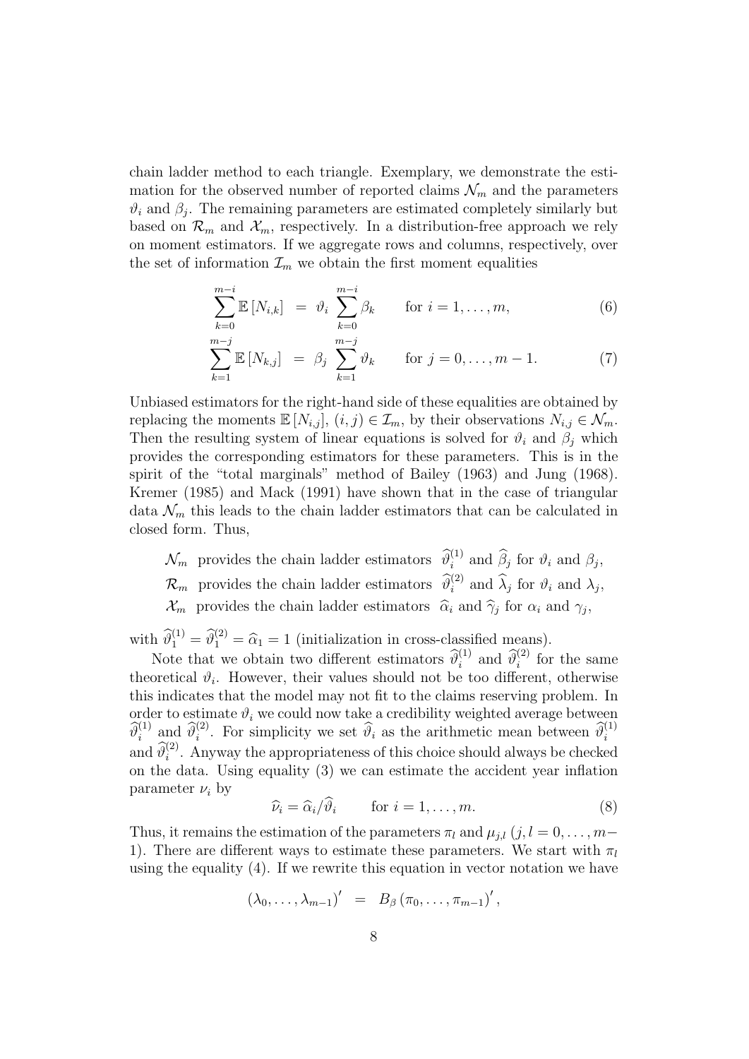chain ladder method to each triangle. Exemplary, we demonstrate the estimation for the observed number of reported claims $\mathcal{N}_m$ and the parameters $\vartheta_i$ and $\beta_j$. The remaining parameters are estimated completely similarly but based on $\mathcal{R}_m$ and $\mathcal{X}_m$, respectively. In a distribution-free approach we rely on moment estimators. If we aggregate rows and columns, respectively, over the set of information $\mathcal{I}_m$ we obtain the first moment equalities

$$\sum_{k=0}^{m-i} \mathbb{E}\left[N_{i,k}\right] = \vartheta_i \sum_{k=0}^{m-i} \beta_k \qquad \text{for } i = 1, \ldots, m, \tag{6}$$

$$\sum_{k=1}^{m-j} \mathbb{E}\left[N_{k,j}\right] = \beta_j \sum_{k=1}^{m-j} \vartheta_k \qquad \text{for } j = 0, \ldots, m-1. \tag{7}$$

Unbiased estimators for the right-hand side of these equalities are obtained by replacing the moments $\mathbb{E}\left[N_{i,j}\right]$, $(i,j) \in \mathcal{I}_m$, by their observations $N_{i,j} \in \mathcal{N}_m$. Then the resulting system of linear equations is solved for $\vartheta_i$ and $\beta_j$ which provides the corresponding estimators for these parameters. This is in the spirit of the "total marginals" method of Bailey (1963) and Jung (1968). Kremer (1985) and Mack (1991) have shown that in the case of triangular data $\mathcal{N}_m$ this leads to the chain ladder estimators that can be calculated in closed form. Thus,

$\mathcal{N}_m$ provides the chain ladder estimators $\widehat{\vartheta}_i^{(1)}$ and $\widehat{\beta}_j$ for $\vartheta_i$ and $\beta_j$,
$\mathcal{R}_m$ provides the chain ladder estimators $\widehat{\vartheta}_i^{(2)}$ and $\widehat{\lambda}_j$ for $\vartheta_i$ and $\lambda_j$,
$\mathcal{X}_m$ provides the chain ladder estimators $\widehat{\alpha}_i$ and $\widehat{\gamma}_j$ for $\alpha_i$ and $\gamma_j$,

with $\widehat{\vartheta}_1^{(1)} = \widehat{\vartheta}_1^{(2)} = \widehat{\alpha}_1 = 1$ (initialization in cross-classified means).

Note that we obtain two different estimators $\widehat{\vartheta}_i^{(1)}$ and $\widehat{\vartheta}_i^{(2)}$ for the same theoretical $\vartheta_i$. However, their values should not be too different, otherwise this indicates that the model may not fit to the claims reserving problem. In order to estimate $\vartheta_i$ we could now take a credibility weighted average between $\widehat{\vartheta}_i^{(1)}$ and $\widehat{\vartheta}_i^{(2)}$. For simplicity we set $\widehat{\vartheta}_i$ as the arithmetic mean between $\widehat{\vartheta}_i^{(1)}$ and $\widehat{\vartheta}_i^{(2)}$. Anyway the appropriateness of this choice should always be checked on the data. Using equality (3) we can estimate the accident year inflation parameter $\nu_i$ by

$$\widehat{\nu}_i = \widehat{\alpha}_i / \widehat{\vartheta}_i \qquad \text{for } i = 1, \ldots, m. \tag{8}$$

Thus, it remains the estimation of the parameters $\pi_l$ and $\mu_{j,l}$ $(j, l = 0, \ldots, m-1)$. There are different ways to estimate these parameters. We start with $\pi_l$ using the equality (4). If we rewrite this equation in vector notation we have

$$(\lambda_0, \ldots, \lambda_{m-1})' = B_\beta \left(\pi_0, \ldots, \pi_{m-1}\right)',$$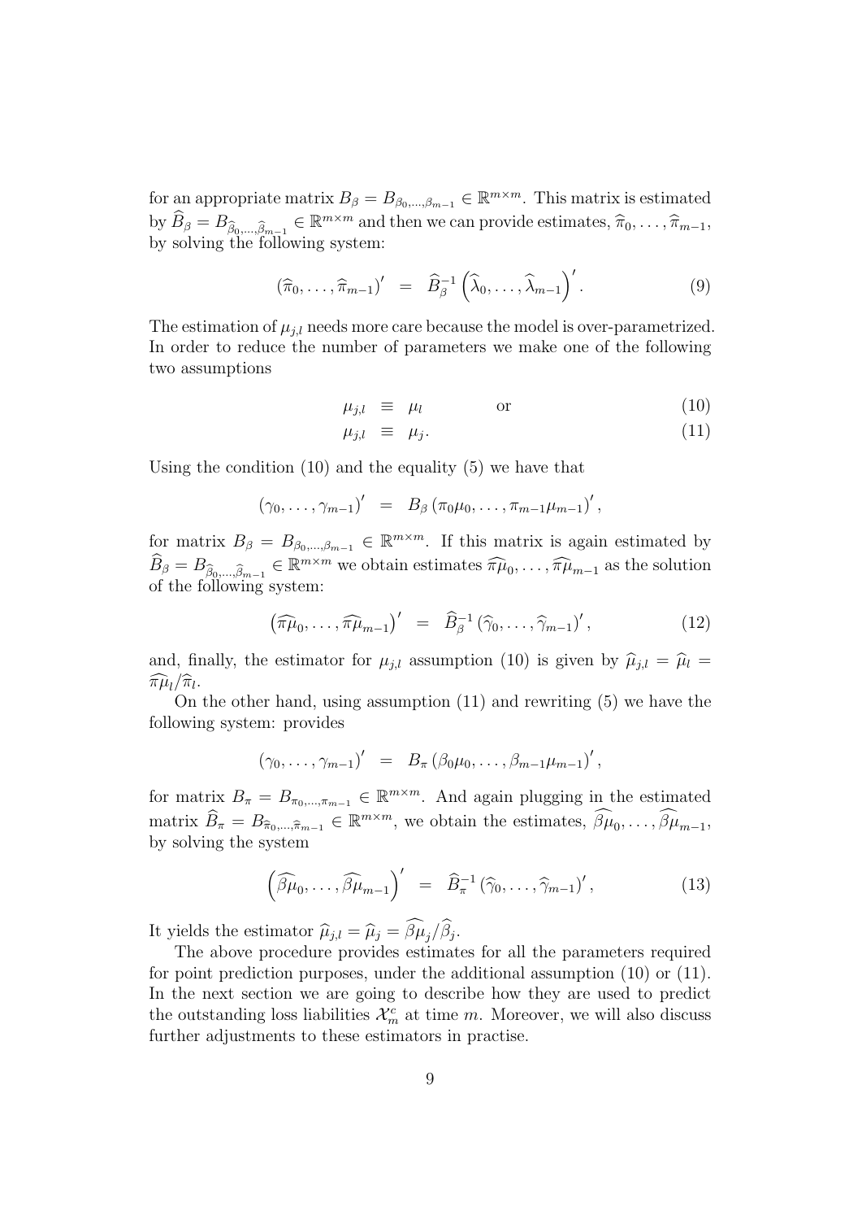for an appropriate matrix $B_\beta = B_{\beta_0,\ldots,\beta_{m-1}} \in \mathbb{R}^{m\times m}$. This matrix is estimated by $\widehat{B}_\beta = B_{\widehat{\beta}_0,\ldots,\widehat{\beta}_{m-1}} \in \mathbb{R}^{m\times m}$ and then we can provide estimates, $\widehat{\pi}_0,\ldots,\widehat{\pi}_{m-1}$, by solving the following system:

$$
(\widehat{\pi}_0,\ldots,\widehat{\pi}_{m-1})' \;=\; \widehat{B}_\beta^{-1}\left(\widehat{\lambda}_0,\ldots,\widehat{\lambda}_{m-1}\right)'. \tag{9}
$$

The estimation of $\mu_{j,l}$ needs more care because the model is over-parametrized. In order to reduce the number of parameters we make one of the following two assumptions

$$
\mu_{j,l} \;\equiv\; \mu_l \qquad\qquad \text{or} \tag{10}
$$

$$
\mu_{j,l} \;\equiv\; \mu_j. \tag{11}
$$

Using the condition (10) and the equality (5) we have that

$$
(\gamma_0,\ldots,\gamma_{m-1})' \;=\; B_\beta\,(\pi_0\mu_0,\ldots,\pi_{m-1}\mu_{m-1})',
$$

for matrix $B_\beta = B_{\beta_0,\ldots,\beta_{m-1}} \in \mathbb{R}^{m\times m}$. If this matrix is again estimated by $\widehat{B}_\beta = B_{\widehat{\beta}_0,\ldots,\widehat{\beta}_{m-1}} \in \mathbb{R}^{m\times m}$ we obtain estimates $\widehat{\pi\mu}_0,\ldots,\widehat{\pi\mu}_{m-1}$ as the solution of the following system:

$$
\left(\widehat{\pi\mu}_0,\ldots,\widehat{\pi\mu}_{m-1}\right)' \;=\; \widehat{B}_\beta^{-1}\,(\widehat{\gamma}_0,\ldots,\widehat{\gamma}_{m-1})', \tag{12}
$$

and, finally, the estimator for $\mu_{j,l}$ assumption (10) is given by $\widehat{\mu}_{j,l} = \widehat{\mu}_l = \widehat{\pi\mu}_l/\widehat{\pi}_l$.

On the other hand, using assumption (11) and rewriting (5) we have the following system: provides

$$
(\gamma_0,\ldots,\gamma_{m-1})' \;=\; B_\pi\,(\beta_0\mu_0,\ldots,\beta_{m-1}\mu_{m-1})',
$$

for matrix $B_\pi = B_{\pi_0,\ldots,\pi_{m-1}} \in \mathbb{R}^{m\times m}$. And again plugging in the estimated matrix $\widehat{B}_\pi = B_{\widehat{\pi}_0,\ldots,\widehat{\pi}_{m-1}} \in \mathbb{R}^{m\times m}$, we obtain the estimates, $\widehat{\beta\mu}_0,\ldots,\widehat{\beta\mu}_{m-1}$, by solving the system

$$
\left(\widehat{\beta\mu}_0,\ldots,\widehat{\beta\mu}_{m-1}\right)' \;=\; \widehat{B}_\pi^{-1}\,(\widehat{\gamma}_0,\ldots,\widehat{\gamma}_{m-1})', \tag{13}
$$

It yields the estimator $\widehat{\mu}_{j,l} = \widehat{\mu}_j = \widehat{\beta\mu}_j/\widehat{\beta}_j$.

The above procedure provides estimates for all the parameters required for point prediction purposes, under the additional assumption (10) or (11). In the next section we are going to describe how they are used to predict the outstanding loss liabilities $\mathcal{X}_m^c$ at time $m$. Moreover, we will also discuss further adjustments to these estimators in practise.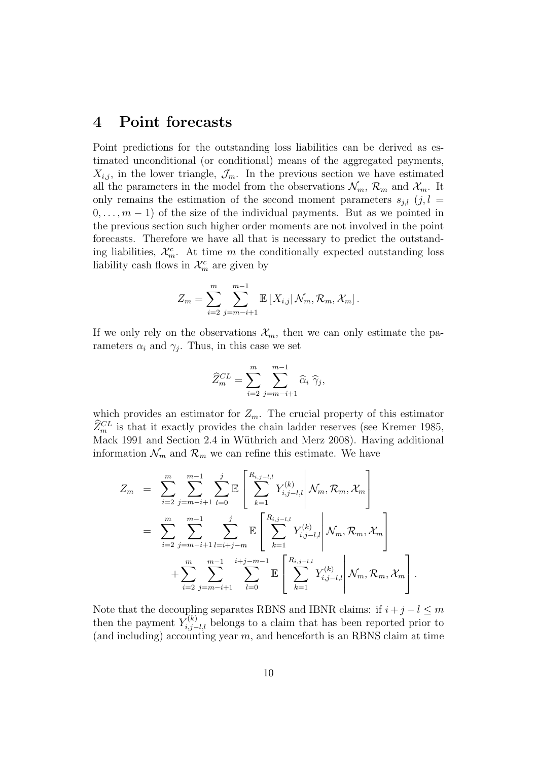# 4 Point forecasts

Point predictions for the outstanding loss liabilities can be derived as estimated unconditional (or conditional) means of the aggregated payments, $X_{i,j}$, in the lower triangle, $\mathcal{J}_m$. In the previous section we have estimated all the parameters in the model from the observations $\mathcal{N}_m$, $\mathcal{R}_m$ and $\mathcal{X}_m$. It only remains the estimation of the second moment parameters $s_{j,l}$ $(j, l = 0, \ldots, m-1)$ of the size of the individual payments. But as we pointed in the previous section such higher order moments are not involved in the point forecasts. Therefore we have all that is necessary to predict the outstanding liabilities, $\mathcal{X}_m^c$. At time $m$ the conditionally expected outstanding loss liability cash flows in $\mathcal{X}_m^c$ are given by

$$Z_m = \sum_{i=2}^{m} \sum_{j=m-i+1}^{m-1} \mathbb{E}\left[X_{i,j} | \mathcal{N}_m, \mathcal{R}_m, \mathcal{X}_m\right].$$

If we only rely on the observations $\mathcal{X}_m$, then we can only estimate the parameters $\alpha_i$ and $\gamma_j$. Thus, in this case we set

$$\widehat{Z}_m^{CL} = \sum_{i=2}^{m} \sum_{j=m-i+1}^{m-1} \widehat{\alpha}_i \, \widehat{\gamma}_j,$$

which provides an estimator for $Z_m$. The crucial property of this estimator $\widehat{Z}_m^{CL}$ is that it exactly provides the chain ladder reserves (see Kremer 1985, Mack 1991 and Section 2.4 in Wüthrich and Merz 2008). Having additional information $\mathcal{N}_m$ and $\mathcal{R}_m$ we can refine this estimate. We have

$$\begin{aligned}
Z_m &= \sum_{i=2}^{m} \sum_{j=m-i+1}^{m-1} \sum_{l=0}^{j} \mathbb{E}\left[ \sum_{k=1}^{R_{i,j-l,l}} Y_{i,j-l,l}^{(k)} \middle| \mathcal{N}_m, \mathcal{R}_m, \mathcal{X}_m \right] \\
&= \sum_{i=2}^{m} \sum_{j=m-i+1}^{m-1} \sum_{l=i+j-m}^{j} \mathbb{E}\left[ \sum_{k=1}^{R_{i,j-l,l}} Y_{i,j-l,l}^{(k)} \middle| \mathcal{N}_m, \mathcal{R}_m, \mathcal{X}_m \right] \\
&\quad + \sum_{i=2}^{m} \sum_{j=m-i+1}^{m-1} \sum_{l=0}^{i+j-m-1} \mathbb{E}\left[ \sum_{k=1}^{R_{i,j-l,l}} Y_{i,j-l,l}^{(k)} \middle| \mathcal{N}_m, \mathcal{R}_m, \mathcal{X}_m \right].
\end{aligned}$$

Note that the decoupling separates RBNS and IBNR claims: if $i+j-l \leq m$ then the payment $Y_{i,j-l,l}^{(k)}$ belongs to a claim that has been reported prior to (and including) accounting year $m$, and henceforth is an RBNS claim at time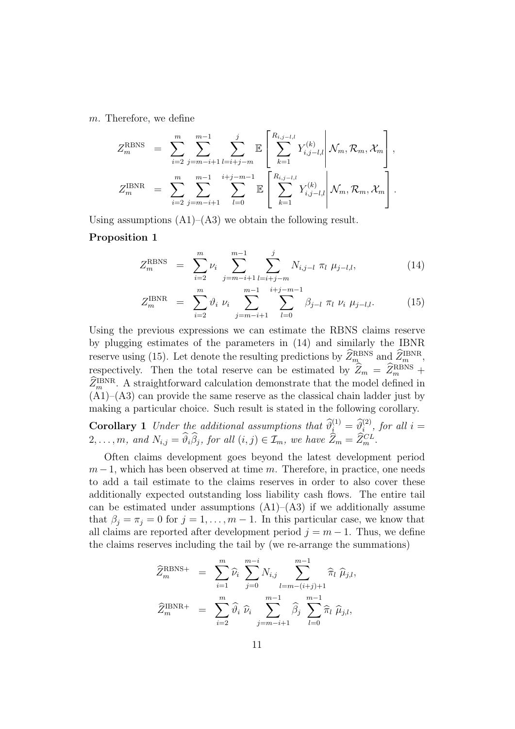$m$. Therefore, we define

$$
\begin{aligned}
Z_m^{\mathrm{RBNS}} &= \sum_{i=2}^{m} \sum_{j=m-i+1}^{m-1} \sum_{l=i+j-m}^{j} \mathbb{E}\left[ \sum_{k=1}^{R_{i,j-l,l}} Y_{i,j-l,l}^{(k)} \middle| \mathcal{N}_m, \mathcal{R}_m, \mathcal{X}_m \right], \\
Z_m^{\mathrm{IBNR}} &= \sum_{i=2}^{m} \sum_{j=m-i+1}^{m-1} \sum_{l=0}^{i+j-m-1} \mathbb{E}\left[ \sum_{k=1}^{R_{i,j-l,l}} Y_{i,j-l,l}^{(k)} \middle| \mathcal{N}_m, \mathcal{R}_m, \mathcal{X}_m \right].
\end{aligned}
$$

Using assumptions (A1)–(A3) we obtain the following result.

**Proposition 1**

$$
Z_m^{\mathrm{RBNS}} = \sum_{i=2}^{m} \nu_i \sum_{j=m-i+1}^{m-1} \sum_{l=i+j-m}^{j} N_{i,j-l}\ \pi_l\ \mu_{j-l,l}, \tag{14}
$$

$$
Z_m^{\mathrm{IBNR}} = \sum_{i=2}^{m} \vartheta_i\ \nu_i \sum_{j=m-i+1}^{m-1} \sum_{l=0}^{i+j-m-1} \beta_{j-l}\ \pi_l\ \nu_i\ \mu_{j-l,l}. \tag{15}
$$

Using the previous expressions we can estimate the RBNS claims reserve by plugging estimates of the parameters in (14) and similarly the IBNR reserve using (15). Let denote the resulting predictions by $\widehat{Z}_m^{\mathrm{RBNS}}$ and $\widehat{Z}_m^{\mathrm{IBNR}}$, respectively. Then the total reserve can be estimated by $\widehat{Z}_m = \widehat{Z}_m^{\mathrm{RBNS}} + \widehat{Z}_m^{\mathrm{IBNR}}$. A straightforward calculation demonstrate that the model defined in (A1)–(A3) can provide the same reserve as the classical chain ladder just by making a particular choice. Such result is stated in the following corollary.

**Corollary 1** *Under the additional assumptions that $\widehat{\vartheta}_i^{(1)} = \widehat{\vartheta}_i^{(2)}$, for all $i = 2, \ldots, m$, and $N_{i,j} = \widehat{\vartheta}_i \widehat{\beta}_j$, for all $(i,j) \in \mathcal{I}_m$, we have $\widehat{Z}_m = \widehat{Z}_m^{CL}$.*

Often claims development goes beyond the latest development period $m-1$, which has been observed at time $m$. Therefore, in practice, one needs to add a tail estimate to the claims reserves in order to also cover these additionally expected outstanding loss liability cash flows. The entire tail can be estimated under assumptions (A1)–(A3) if we additionally assume that $\beta_j = \pi_j = 0$ for $j = 1, \ldots, m-1$. In this particular case, we know that all claims are reported after development period $j = m-1$. Thus, we define the claims reserves including the tail by (we re-arrange the summations)

$$
\begin{aligned}
\widehat{Z}_m^{\mathrm{RBNS+}} &= \sum_{i=1}^{m} \widehat{\nu}_i \sum_{j=0}^{m-i} N_{i,j} \sum_{l=m-(i+j)+1}^{m-1} \widehat{\pi}_l\ \widehat{\mu}_{j,l}, \\
\widehat{Z}_m^{\mathrm{IBNR+}} &= \sum_{i=2}^{m} \widehat{\vartheta}_i\ \widehat{\nu}_i \sum_{j=m-i+1}^{m-1} \widehat{\beta}_j \sum_{l=0}^{m-1} \widehat{\pi}_l\ \widehat{\mu}_{j,l},
\end{aligned}
$$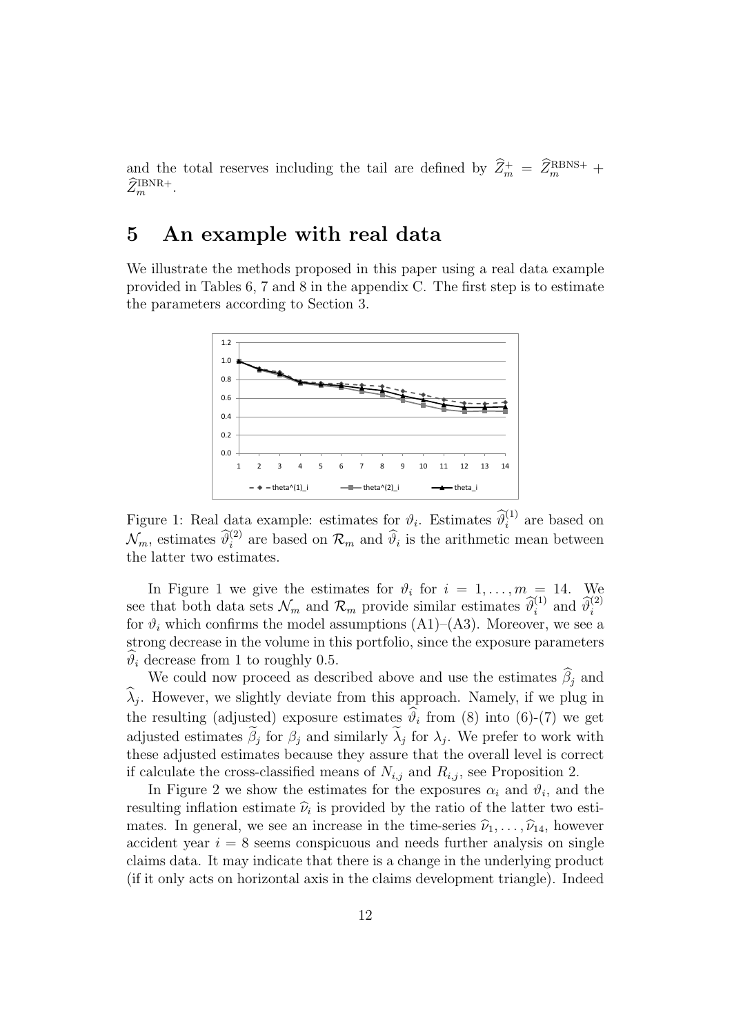and the total reserves including the tail are defined by $\widehat{Z}_m^+ = \widehat{Z}_m^{\text{RBNS}+} + \widehat{Z}_m^{\text{IBNR}+}$.

# 5 An example with real data

We illustrate the methods proposed in this paper using a real data example provided in Tables 6, 7 and 8 in the appendix C. The first step is to estimate the parameters according to Section 3.

Figure 1: Real data example: estimates for $\vartheta_i$. Estimates $\widehat{\vartheta}_i^{(1)}$ are based on $\mathcal{N}_m$, estimates $\widehat{\vartheta}_i^{(2)}$ are based on $\mathcal{R}_m$ and $\widehat{\vartheta}_i$ is the arithmetic mean between the latter two estimates.

In Figure 1 we give the estimates for $\vartheta_i$ for $i = 1, \ldots, m = 14$. We see that both data sets $\mathcal{N}_m$ and $\mathcal{R}_m$ provide similar estimates $\widehat{\vartheta}_i^{(1)}$ and $\widehat{\vartheta}_i^{(2)}$ for $\vartheta_i$ which confirms the model assumptions (A1)–(A3). Moreover, we see a strong decrease in the volume in this portfolio, since the exposure parameters $\widehat{\vartheta}_i$ decrease from 1 to roughly 0.5.

We could now proceed as described above and use the estimates $\widehat{\beta}_j$ and $\widehat{\lambda}_j$. However, we slightly deviate from this approach. Namely, if we plug in the resulting (adjusted) exposure estimates $\widehat{\vartheta}_i$ from (8) into (6)-(7) we get adjusted estimates $\widetilde{\beta}_j$ for $\beta_j$ and similarly $\widetilde{\lambda}_j$ for $\lambda_j$. We prefer to work with these adjusted estimates because they assure that the overall level is correct if calculate the cross-classified means of $N_{i,j}$ and $R_{i,j}$, see Proposition 2.

In Figure 2 we show the estimates for the exposures $\alpha_i$ and $\vartheta_i$, and the resulting inflation estimate $\widehat{\nu}_i$ is provided by the ratio of the latter two estimates. In general, we see an increase in the time-series $\widehat{\nu}_1, \ldots, \widehat{\nu}_{14}$, however accident year $i = 8$ seems conspicuous and needs further analysis on single claims data. It may indicate that there is a change in the underlying product (if it only acts on horizontal axis in the claims development triangle). Indeed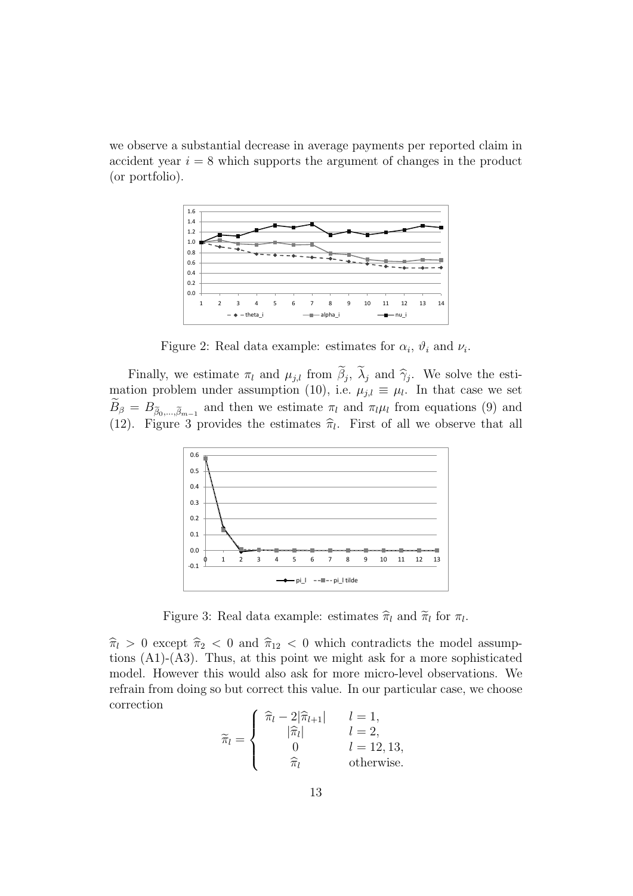we observe a substantial decrease in average payments per reported claim in accident year $i = 8$ which supports the argument of changes in the product (or portfolio).

Figure 2: Real data example: estimates for $\alpha_i$, $\vartheta_i$ and $\nu_i$.

Finally, we estimate $\pi_l$ and $\mu_{j,l}$ from $\widetilde{\beta}_j$, $\widetilde{\lambda}_j$ and $\widehat{\gamma}_j$. We solve the estimation problem under assumption (10), i.e. $\mu_{j,l} \equiv \mu_l$. In that case we set $\widetilde{B}_\beta = B_{\widetilde{\beta}_0,\ldots,\widetilde{\beta}_{m-1}}$ and then we estimate $\pi_l$ and $\pi_l \mu_l$ from equations (9) and (12). Figure 3 provides the estimates $\widehat{\pi}_l$. First of all we observe that all

Figure 3: Real data example: estimates $\widehat{\pi}_l$ and $\widetilde{\pi}_l$ for $\pi_l$.

$\widehat{\pi}_l > 0$ except $\widehat{\pi}_2 < 0$ and $\widehat{\pi}_{12} < 0$ which contradicts the model assumptions (A1)-(A3). Thus, at this point we might ask for a more sophisticated model. However this would also ask for more micro-level observations. We refrain from doing so but correct this value. In our particular case, we choose correction

$$\widetilde{\pi}_l = \begin{cases} \widehat{\pi}_l - 2|\widehat{\pi}_{l+1}| & l = 1, \\ |\widehat{\pi}_l| & l = 2, \\ 0 & l = 12, 13, \\ \widehat{\pi}_l & \text{otherwise.} \end{cases}$$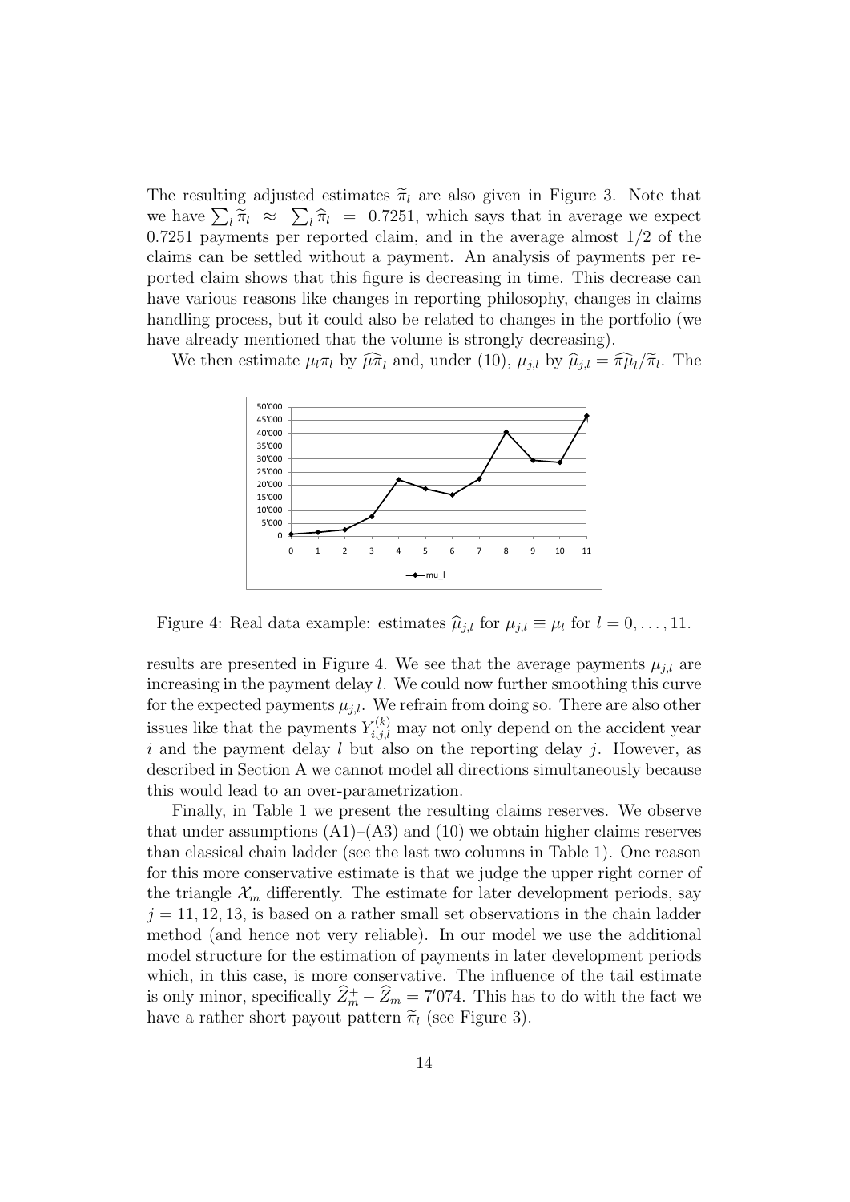The resulting adjusted estimates $\widetilde{\pi}_l$ are also given in Figure 3. Note that we have $\sum_l \widetilde{\pi}_l \approx \sum_l \widehat{\pi}_l = 0.7251$, which says that in average we expect 0.7251 payments per reported claim, and in the average almost 1/2 of the claims can be settled without a payment. An analysis of payments per reported claim shows that this figure is decreasing in time. This decrease can have various reasons like changes in reporting philosophy, changes in claims handling process, but it could also be related to changes in the portfolio (we have already mentioned that the volume is strongly decreasing).

We then estimate $\mu_l \pi_l$ by $\widehat{\mu\pi}_l$ and, under (10), $\mu_{j,l}$ by $\widehat{\mu}_{j,l} = \widehat{\pi\mu}_l / \widetilde{\pi}_l$. The results are presented in Figure 4. We see that the average payments $\mu_{j,l}$ are increasing in the payment delay $l$. We could now further smoothing this curve for the expected payments $\mu_{j,l}$. We refrain from doing so. There are also other issues like that the payments $Y_{i,j,l}^{(k)}$ may not only depend on the accident year $i$ and the payment delay $l$ but also on the reporting delay $j$. However, as described in Section A we cannot model all directions simultaneously because this would lead to an over-parametrization.

Figure 4: Real data example: estimates $\widehat{\mu}_{j,l}$ for $\mu_{j,l} \equiv \mu_l$ for $l = 0, \ldots, 11$.

Finally, in Table 1 we present the resulting claims reserves. We observe that under assumptions (A1)–(A3) and (10) we obtain higher claims reserves than classical chain ladder (see the last two columns in Table 1). One reason for this more conservative estimate is that we judge the upper right corner of the triangle $\mathcal{X}_m$ differently. The estimate for later development periods, say $j = 11, 12, 13$, is based on a rather small set observations in the chain ladder method (and hence not very reliable). In our model we use the additional model structure for the estimation of payments in later development periods which, in this case, is more conservative. The influence of the tail estimate is only minor, specifically $\widehat{Z}_m^+ - \widehat{Z}_m = 7'074$. This has to do with the fact we have a rather short payout pattern $\widetilde{\pi}_l$ (see Figure 3).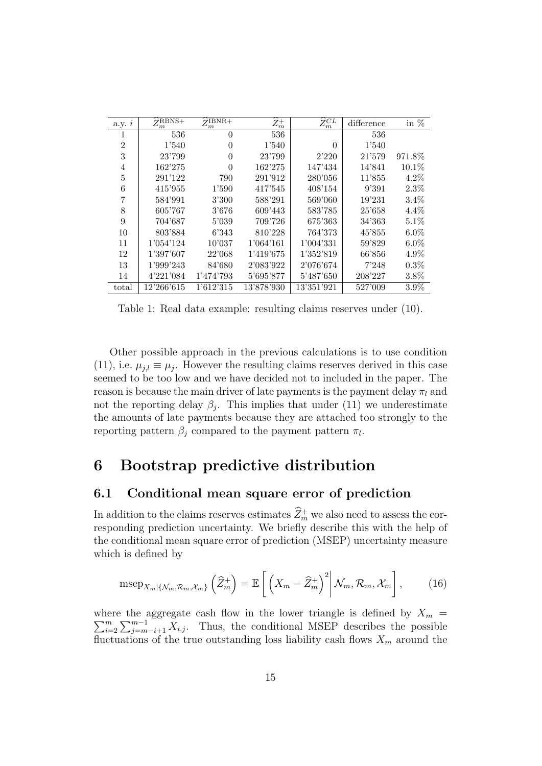| a.y. $i$ | $\widehat{Z}_m^{\text{RBNS+}}$ | $\widehat{Z}_m^{\text{IBNR+}}$ | $\widehat{Z}_m^{+}$ | $\widehat{Z}_m^{CL}$ | difference | in % |
|---|---|---|---|---|---|---|
| 1 | 536 | 0 | 536 | | 536 | |
| 2 | 1'540 | 0 | 1'540 | 0 | 1'540 | |
| 3 | 23'799 | 0 | 23'799 | 2'220 | 21'579 | 971.8% |
| 4 | 162'275 | 0 | 162'275 | 147'434 | 14'841 | 10.1% |
| 5 | 291'122 | 790 | 291'912 | 280'056 | 11'855 | 4.2% |
| 6 | 415'955 | 1'590 | 417'545 | 408'154 | 9'391 | 2.3% |
| 7 | 584'991 | 3'300 | 588'291 | 569'060 | 19'231 | 3.4% |
| 8 | 605'767 | 3'676 | 609'443 | 583'785 | 25'658 | 4.4% |
| 9 | 704'687 | 5'039 | 709'726 | 675'363 | 34'363 | 5.1% |
| 10 | 803'884 | 6'343 | 810'228 | 764'373 | 45'855 | 6.0% |
| 11 | 1'054'124 | 10'037 | 1'064'161 | 1'004'331 | 59'829 | 6.0% |
| 12 | 1'397'607 | 22'068 | 1'419'675 | 1'352'819 | 66'856 | 4.9% |
| 13 | 1'999'243 | 84'680 | 2'083'922 | 2'076'674 | 7'248 | 0.3% |
| 14 | 4'221'084 | 1'474'793 | 5'695'877 | 5'487'650 | 208'227 | 3.8% |
| total | 12'266'615 | 1'612'315 | 13'878'930 | 13'351'921 | 527'009 | 3.9% |

Table 1: Real data example: resulting claims reserves under (10).

Other possible approach in the previous calculations is to use condition (11), i.e. $\mu_{j,l} \equiv \mu_j$. However the resulting claims reserves derived in this case seemed to be too low and we have decided not to included in the paper. The reason is because the main driver of late payments is the payment delay $\pi_l$ and not the reporting delay $\beta_j$. This implies that under (11) we underestimate the amounts of late payments because they are attached too strongly to the reporting pattern $\beta_j$ compared to the payment pattern $\pi_l$.

# 6 Bootstrap predictive distribution

## 6.1 Conditional mean square error of prediction

In addition to the claims reserves estimates $\widehat{Z}_m^{+}$ we also need to assess the corresponding prediction uncertainty. We briefly describe this with the help of the conditional mean square error of prediction (MSEP) uncertainty measure which is defined by

$$\text{msep}_{X_m|\{\mathcal{N}_m,\mathcal{R}_m,\mathcal{X}_m\}}\left(\widehat{Z}_m^{+}\right) = \mathbb{E}\left[\left(X_m - \widehat{Z}_m^{+}\right)^2 \middle| \mathcal{N}_m, \mathcal{R}_m, \mathcal{X}_m\right], \qquad (16)$$

where the aggregate cash flow in the lower triangle is defined by $X_m = \sum_{i=2}^{m}\sum_{j=m-i+1}^{m-1} X_{i,j}$. Thus, the conditional MSEP describes the possible fluctuations of the true outstanding loss liability cash flows $X_m$ around the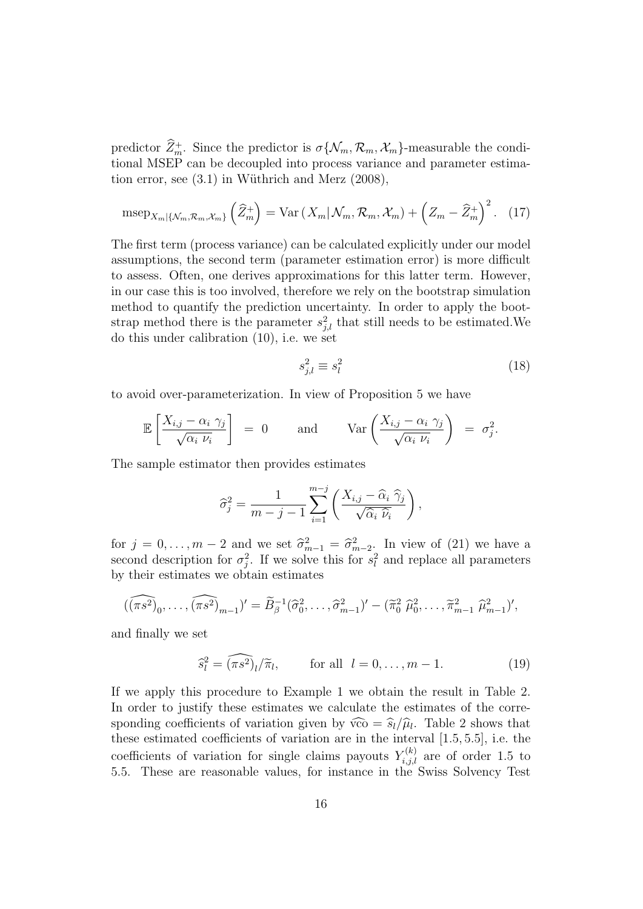predictor $\widehat{Z}_m^+$. Since the predictor is $\sigma\{\mathcal{N}_m, \mathcal{R}_m, \mathcal{X}_m\}$-measurable the conditional MSEP can be decoupled into process variance and parameter estimation error, see (3.1) in Wüthrich and Merz (2008),

$$\mathrm{msep}_{X_m|\{\mathcal{N}_m,\mathcal{R}_m,\mathcal{X}_m\}}\left(\widehat{Z}_m^+\right) = \mathrm{Var}\left(X_m|\mathcal{N}_m,\mathcal{R}_m,\mathcal{X}_m\right) + \left(Z_m - \widehat{Z}_m^+\right)^2. \quad (17)$$

The first term (process variance) can be calculated explicitly under our model assumptions, the second term (parameter estimation error) is more difficult to assess. Often, one derives approximations for this latter term. However, in our case this is too involved, therefore we rely on the bootstrap simulation method to quantify the prediction uncertainty. In order to apply the bootstrap method there is the parameter $s_{j,l}^2$ that still needs to be estimated.We do this under calibration (10), i.e. we set

$$s_{j,l}^2 \equiv s_l^2 \quad (18)$$

to avoid over-parameterization. In view of Proposition 5 we have

$$\mathbb{E}\left[\frac{X_{i,j} - \alpha_i\ \gamma_j}{\sqrt{\alpha_i\ \nu_i}}\right] \ = \ 0 \qquad \text{and} \qquad \mathrm{Var}\left(\frac{X_{i,j} - \alpha_i\ \gamma_j}{\sqrt{\alpha_i\ \nu_i}}\right) \ = \ \sigma_j^2.$$

The sample estimator then provides estimates

$$\widehat{\sigma}_j^2 = \frac{1}{m-j-1}\sum_{i=1}^{m-j}\left(\frac{X_{i,j} - \widehat{\alpha}_i\ \widehat{\gamma}_j}{\sqrt{\widehat{\alpha}_i\ \widehat{\nu}_i}}\right),$$

for $j = 0, \ldots, m-2$ and we set $\widehat{\sigma}_{m-1}^2 = \widehat{\sigma}_{m-2}^2$. In view of (21) we have a second description for $\sigma_j^2$. If we solve this for $s_l^2$ and replace all parameters by their estimates we obtain estimates

$$(\widehat{(\pi s^2)}_0, \ldots, \widehat{(\pi s^2)}_{m-1})' = \widetilde{B}_\beta^{-1}(\widehat{\sigma}_0^2, \ldots, \widehat{\sigma}_{m-1}^2)' - (\widetilde{\pi}_0^2\ \widehat{\mu}_0^2, \ldots, \widetilde{\pi}_{m-1}^2\ \widehat{\mu}_{m-1}^2)',$$

and finally we set

$$\widehat{s}_l^2 = \widehat{(\pi s^2)}_l / \widetilde{\pi}_l, \qquad \text{for all} \ \ l = 0, \ldots, m-1. \quad (19)$$

If we apply this procedure to Example 1 we obtain the result in Table 2. In order to justify these estimates we calculate the estimates of the corresponding coefficients of variation given by $\widehat{\mathrm{vco}} = \widehat{s}_l/\widehat{\mu}_l$. Table 2 shows that these estimated coefficients of variation are in the interval $[1.5, 5.5]$, i.e. the coefficients of variation for single claims payouts $Y_{i,j,l}^{(k)}$ are of order 1.5 to 5.5. These are reasonable values, for instance in the Swiss Solvency Test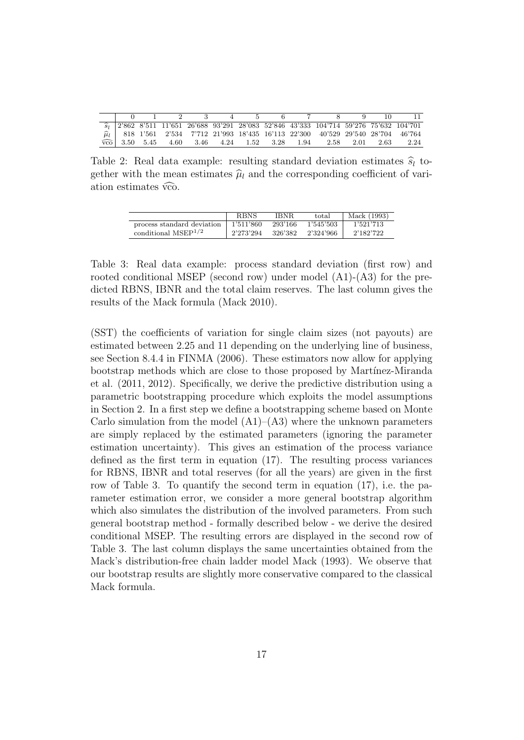| | 0 | 1 | 2 | 3 | 4 | 5 | 6 | 7 | 8 | 9 | 10 | 11 |
|---|---|---|---|---|---|---|---|---|---|---|---|---|
| $\widehat{s}_l$ | 2'862 | 8'511 | 11'651 | 26'688 | 93'291 | 28'083 | 52'846 | 43'333 | 104'714 | 59'276 | 75'632 | 104'701 |
| $\widehat{\mu}_l$ | 818 | 1'561 | 2'534 | 7'712 | 21'993 | 18'435 | 16'113 | 22'300 | 40'529 | 29'540 | 28'704 | 46'764 |
| $\widehat{\text{vco}}$ | 3.50 | 5.45 | 4.60 | 3.46 | 4.24 | 1.52 | 3.28 | 1.94 | 2.58 | 2.01 | 2.63 | 2.24 |

Table 2: Real data example: resulting standard deviation estimates $\widehat{s}_l$ together with the mean estimates $\widehat{\mu}_l$ and the corresponding coefficient of variation estimates $\widehat{\text{vco}}$.

| | RBNS | IBNR | total | Mack (1993) |
|---|---|---|---|---|
| process standard deviation | 1'511'860 | 293'166 | 1'545'503 | 1'521'713 |
| conditional MSEP$^{1/2}$ | 2'273'294 | 326'382 | 2'324'966 | 2'182'722 |

Table 3: Real data example: process standard deviation (first row) and rooted conditional MSEP (second row) under model (A1)-(A3) for the predicted RBNS, IBNR and the total claim reserves. The last column gives the results of the Mack formula (Mack 2010).

(SST) the coefficients of variation for single claim sizes (not payouts) are estimated between 2.25 and 11 depending on the underlying line of business, see Section 8.4.4 in FINMA (2006). These estimators now allow for applying bootstrap methods which are close to those proposed by Martínez-Miranda et al. (2011, 2012). Specifically, we derive the predictive distribution using a parametric bootstrapping procedure which exploits the model assumptions in Section 2. In a first step we define a bootstrapping scheme based on Monte Carlo simulation from the model (A1)–(A3) where the unknown parameters are simply replaced by the estimated parameters (ignoring the parameter estimation uncertainty). This gives an estimation of the process variance defined as the first term in equation (17). The resulting process variances for RBNS, IBNR and total reserves (for all the years) are given in the first row of Table 3. To quantify the second term in equation (17), i.e. the parameter estimation error, we consider a more general bootstrap algorithm which also simulates the distribution of the involved parameters. From such general bootstrap method - formally described below - we derive the desired conditional MSEP. The resulting errors are displayed in the second row of Table 3. The last column displays the same uncertainties obtained from the Mack's distribution-free chain ladder model Mack (1993). We observe that our bootstrap results are slightly more conservative compared to the classical Mack formula.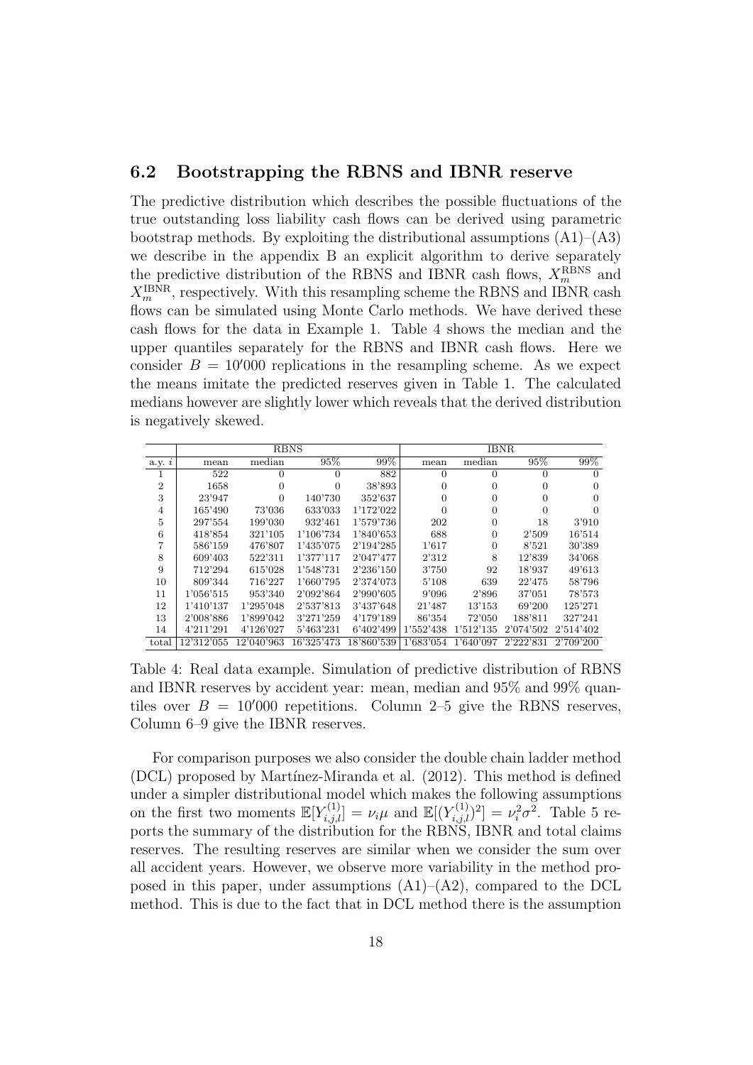### 6.2 Bootstrapping the RBNS and IBNR reserve

The predictive distribution which describes the possible fluctuations of the true outstanding loss liability cash flows can be derived using parametric bootstrap methods. By exploiting the distributional assumptions (A1)–(A3) we describe in the appendix B an explicit algorithm to derive separately the predictive distribution of the RBNS and IBNR cash flows, $X_m^{\mathrm{RBNS}}$ and $X_m^{\mathrm{IBNR}}$, respectively. With this resampling scheme the RBNS and IBNR cash flows can be simulated using Monte Carlo methods. We have derived these cash flows for the data in Example 1. Table 4 shows the median and the upper quantiles separately for the RBNS and IBNR cash flows. Here we consider $B = 10'000$ replications in the resampling scheme. As we expect the means imitate the predicted reserves given in Table 1. The calculated medians however are slightly lower which reveals that the derived distribution is negatively skewed.

| | RBNS | | | | IBNR | | | |
|---|---|---|---|---|---|---|---|---|
| a.y. $i$ | mean | median | 95% | 99% | mean | median | 95% | 99% |
| 1 | 522 | 0 | 0 | 882 | 0 | 0 | 0 | 0 |
| 2 | 1658 | 0 | 0 | 38'893 | 0 | 0 | 0 | 0 |
| 3 | 23'947 | 0 | 140'730 | 352'637 | 0 | 0 | 0 | 0 |
| 4 | 165'490 | 73'036 | 633'033 | 1'172'022 | 0 | 0 | 0 | 0 |
| 5 | 297'554 | 199'030 | 932'461 | 1'579'736 | 202 | 0 | 18 | 3'910 |
| 6 | 418'854 | 321'105 | 1'106'734 | 1'840'653 | 688 | 0 | 2'509 | 16'514 |
| 7 | 586'159 | 476'807 | 1'435'075 | 2'194'285 | 1'617 | 0 | 8'521 | 30'389 |
| 8 | 609'403 | 522'311 | 1'377'117 | 2'047'477 | 2'312 | 8 | 12'839 | 34'068 |
| 9 | 712'294 | 615'028 | 1'548'731 | 2'236'150 | 3'750 | 92 | 18'937 | 49'613 |
| 10 | 809'344 | 716'227 | 1'660'795 | 2'374'073 | 5'108 | 639 | 22'475 | 58'796 |
| 11 | 1'056'515 | 953'340 | 2'092'864 | 2'990'605 | 9'096 | 2'896 | 37'051 | 78'573 |
| 12 | 1'410'137 | 1'295'048 | 2'537'813 | 3'437'648 | 21'487 | 13'153 | 69'200 | 125'271 |
| 13 | 2'008'886 | 1'899'042 | 3'271'259 | 4'179'189 | 86'354 | 72'050 | 188'811 | 327'241 |
| 14 | 4'211'291 | 4'126'027 | 5'463'231 | 6'402'499 | 1'552'438 | 1'512'135 | 2'074'502 | 2'514'402 |
| total | 12'312'055 | 12'040'963 | 16'325'473 | 18'860'539 | 1'683'054 | 1'640'097 | 2'222'831 | 2'709'200 |

Table 4: Real data example. Simulation of predictive distribution of RBNS and IBNR reserves by accident year: mean, median and 95% and 99% quantiles over $B = 10'000$ repetitions. Column 2–5 give the RBNS reserves, Column 6–9 give the IBNR reserves.

For comparison purposes we also consider the double chain ladder method (DCL) proposed by Martínez-Miranda et al. (2012). This method is defined under a simpler distributional model which makes the following assumptions on the first two moments $\mathbb{E}[Y_{i,j,l}^{(1)}] = \nu_i \mu$ and $\mathbb{E}[(Y_{i,j,l}^{(1)})^2] = \nu_i^2 \sigma^2$. Table 5 reports the summary of the distribution for the RBNS, IBNR and total claims reserves. The resulting reserves are similar when we consider the sum over all accident years. However, we observe more variability in the method proposed in this paper, under assumptions (A1)–(A2), compared to the DCL method. This is due to the fact that in DCL method there is the assumption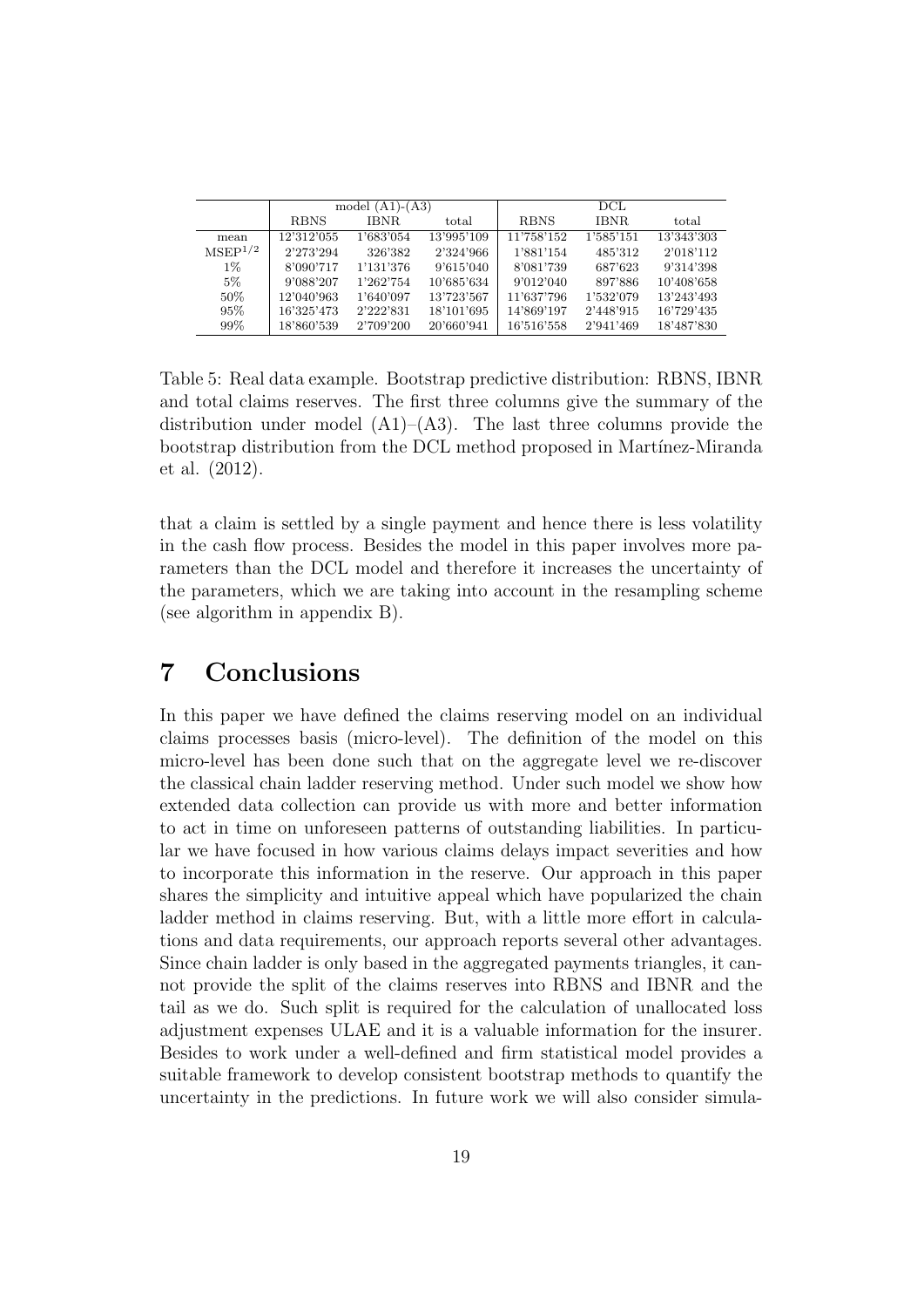| | model (A1)-(A3) | | | DCL | | |
|---|---|---|---|---|---|---|
| | RBNS | IBNR | total | RBNS | IBNR | total |
| mean | 12'312'055 | 1'683'054 | 13'995'109 | 11'758'152 | 1'585'151 | 13'343'303 |
| $\text{MSEP}^{1/2}$ | 2'273'294 | 326'382 | 2'324'966 | 1'881'154 | 485'312 | 2'018'112 |
| 1% | 8'090'717 | 1'131'376 | 9'615'040 | 8'081'739 | 687'623 | 9'314'398 |
| 5% | 9'088'207 | 1'262'754 | 10'685'634 | 9'012'040 | 897'886 | 10'408'658 |
| 50% | 12'040'963 | 1'640'097 | 13'723'567 | 11'637'796 | 1'532'079 | 13'243'493 |
| 95% | 16'325'473 | 2'222'831 | 18'101'695 | 14'869'197 | 2'448'915 | 16'729'435 |
| 99% | 18'860'539 | 2'709'200 | 20'660'941 | 16'516'558 | 2'941'469 | 18'487'830 |

Table 5: Real data example. Bootstrap predictive distribution: RBNS, IBNR and total claims reserves. The first three columns give the summary of the distribution under model (A1)–(A3). The last three columns provide the bootstrap distribution from the DCL method proposed in Martínez-Miranda et al. (2012).

that a claim is settled by a single payment and hence there is less volatility in the cash flow process. Besides the model in this paper involves more parameters than the DCL model and therefore it increases the uncertainty of the parameters, which we are taking into account in the resampling scheme (see algorithm in appendix B).

# 7 Conclusions

In this paper we have defined the claims reserving model on an individual claims processes basis (micro-level). The definition of the model on this micro-level has been done such that on the aggregate level we re-discover the classical chain ladder reserving method. Under such model we show how extended data collection can provide us with more and better information to act in time on unforeseen patterns of outstanding liabilities. In particular we have focused in how various claims delays impact severities and how to incorporate this information in the reserve. Our approach in this paper shares the simplicity and intuitive appeal which have popularized the chain ladder method in claims reserving. But, with a little more effort in calculations and data requirements, our approach reports several other advantages. Since chain ladder is only based in the aggregated payments triangles, it cannot provide the split of the claims reserves into RBNS and IBNR and the tail as we do. Such split is required for the calculation of unallocated loss adjustment expenses ULAE and it is a valuable information for the insurer. Besides to work under a well-defined and firm statistical model provides a suitable framework to develop consistent bootstrap methods to quantify the uncertainty in the predictions. In future work we will also consider simula-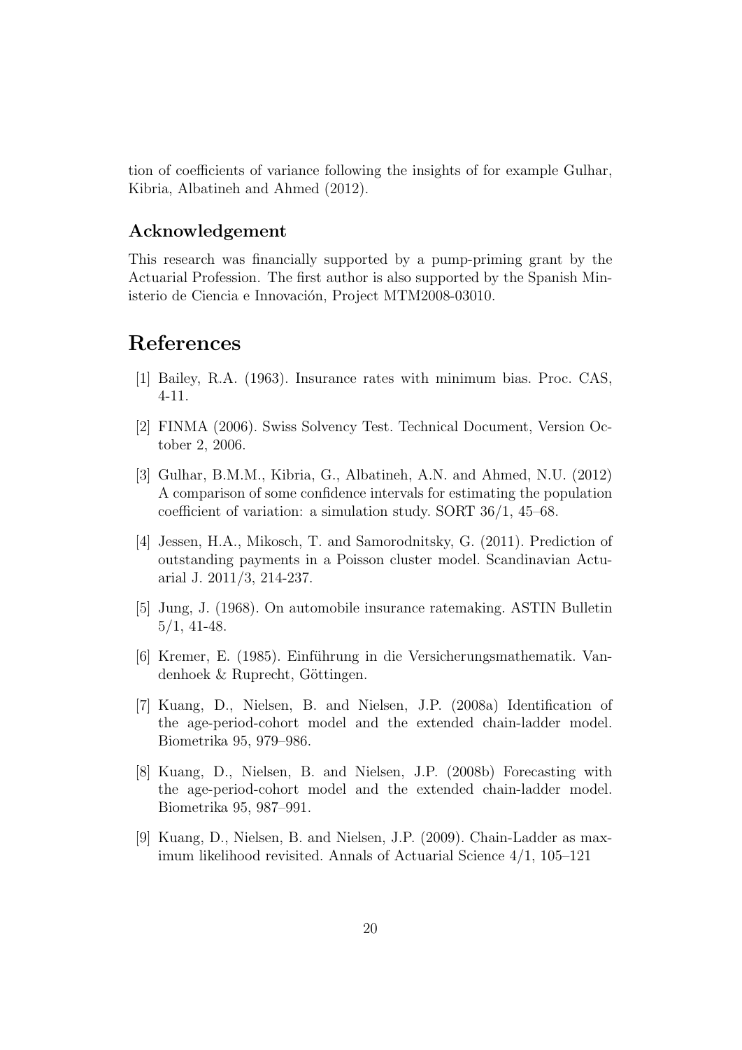tion of coefficients of variance following the insights of for example Gulhar, Kibria, Albatineh and Ahmed (2012).

### Acknowledgement

This research was financially supported by a pump-priming grant by the Actuarial Profession. The first author is also supported by the Spanish Ministerio de Ciencia e Innovación, Project MTM2008-03010.

## References

[1] Bailey, R.A. (1963). Insurance rates with minimum bias. Proc. CAS, 4-11.

[2] FINMA (2006). Swiss Solvency Test. Technical Document, Version October 2, 2006.

[3] Gulhar, B.M.M., Kibria, G., Albatineh, A.N. and Ahmed, N.U. (2012) A comparison of some confidence intervals for estimating the population coefficient of variation: a simulation study. SORT 36/1, 45–68.

[4] Jessen, H.A., Mikosch, T. and Samorodnitsky, G. (2011). Prediction of outstanding payments in a Poisson cluster model. Scandinavian Actuarial J. 2011/3, 214-237.

[5] Jung, J. (1968). On automobile insurance ratemaking. ASTIN Bulletin 5/1, 41-48.

[6] Kremer, E. (1985). Einführung in die Versicherungsmathematik. Vandenhoek & Ruprecht, Göttingen.

[7] Kuang, D., Nielsen, B. and Nielsen, J.P. (2008a) Identification of the age-period-cohort model and the extended chain-ladder model. Biometrika 95, 979–986.

[8] Kuang, D., Nielsen, B. and Nielsen, J.P. (2008b) Forecasting with the age-period-cohort model and the extended chain-ladder model. Biometrika 95, 987–991.

[9] Kuang, D., Nielsen, B. and Nielsen, J.P. (2009). Chain-Ladder as maximum likelihood revisited. Annals of Actuarial Science 4/1, 105–121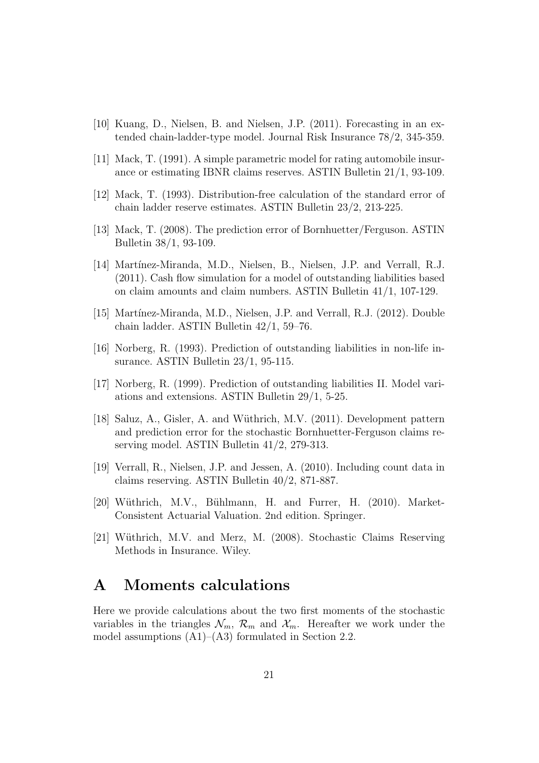[10] Kuang, D., Nielsen, B. and Nielsen, J.P. (2011). Forecasting in an extended chain-ladder-type model. Journal Risk Insurance 78/2, 345-359.

[11] Mack, T. (1991). A simple parametric model for rating automobile insurance or estimating IBNR claims reserves. ASTIN Bulletin 21/1, 93-109.

[12] Mack, T. (1993). Distribution-free calculation of the standard error of chain ladder reserve estimates. ASTIN Bulletin 23/2, 213-225.

[13] Mack, T. (2008). The prediction error of Bornhuetter/Ferguson. ASTIN Bulletin 38/1, 93-109.

[14] Martínez-Miranda, M.D., Nielsen, B., Nielsen, J.P. and Verrall, R.J. (2011). Cash flow simulation for a model of outstanding liabilities based on claim amounts and claim numbers. ASTIN Bulletin 41/1, 107-129.

[15] Martínez-Miranda, M.D., Nielsen, J.P. and Verrall, R.J. (2012). Double chain ladder. ASTIN Bulletin 42/1, 59–76.

[16] Norberg, R. (1993). Prediction of outstanding liabilities in non-life insurance. ASTIN Bulletin 23/1, 95-115.

[17] Norberg, R. (1999). Prediction of outstanding liabilities II. Model variations and extensions. ASTIN Bulletin 29/1, 5-25.

[18] Saluz, A., Gisler, A. and Wüthrich, M.V. (2011). Development pattern and prediction error for the stochastic Bornhuetter-Ferguson claims reserving model. ASTIN Bulletin 41/2, 279-313.

[19] Verrall, R., Nielsen, J.P. and Jessen, A. (2010). Including count data in claims reserving. ASTIN Bulletin 40/2, 871-887.

[20] Wüthrich, M.V., Bühlmann, H. and Furrer, H. (2010). Market-Consistent Actuarial Valuation. 2nd edition. Springer.

[21] Wüthrich, M.V. and Merz, M. (2008). Stochastic Claims Reserving Methods in Insurance. Wiley.

# A Moments calculations

Here we provide calculations about the two first moments of the stochastic variables in the triangles $\mathcal{N}_m$, $\mathcal{R}_m$ and $\mathcal{X}_m$. Hereafter we work under the model assumptions (A1)–(A3) formulated in Section 2.2.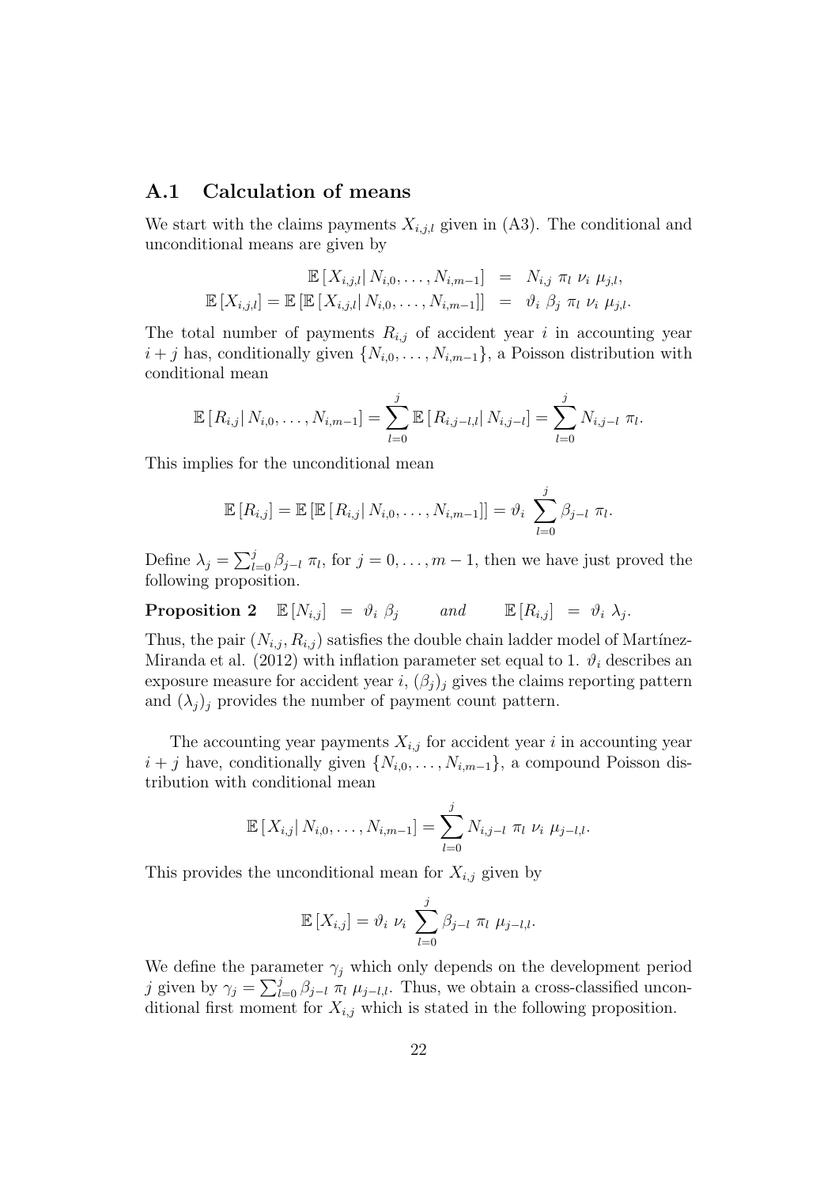## A.1 Calculation of means

We start with the claims payments $X_{i,j,l}$ given in (A3). The conditional and unconditional means are given by

$$
\begin{aligned}
\mathbb{E}\left[X_{i,j,l} \middle| N_{i,0}, \ldots, N_{i,m-1}\right] &= N_{i,j}\ \pi_l\ \nu_i\ \mu_{j,l}, \\
\mathbb{E}\left[X_{i,j,l}\right] = \mathbb{E}\left[\mathbb{E}\left[X_{i,j,l} \middle| N_{i,0}, \ldots, N_{i,m-1}\right]\right] &= \vartheta_i\ \beta_j\ \pi_l\ \nu_i\ \mu_{j,l}.
\end{aligned}
$$

The total number of payments $R_{i,j}$ of accident year $i$ in accounting year $i+j$ has, conditionally given $\{N_{i,0}, \ldots, N_{i,m-1}\}$, a Poisson distribution with conditional mean

$$
\mathbb{E}\left[R_{i,j} \middle| N_{i,0}, \ldots, N_{i,m-1}\right] = \sum_{l=0}^{j} \mathbb{E}\left[R_{i,j-l,l} \middle| N_{i,j-l}\right] = \sum_{l=0}^{j} N_{i,j-l}\ \pi_l.
$$

This implies for the unconditional mean

$$
\mathbb{E}\left[R_{i,j}\right] = \mathbb{E}\left[\mathbb{E}\left[R_{i,j} \middle| N_{i,0}, \ldots, N_{i,m-1}\right]\right] = \vartheta_i\ \sum_{l=0}^{j} \beta_{j-l}\ \pi_l.
$$

Define $\lambda_j = \sum_{l=0}^{j} \beta_{j-l}\ \pi_l$, for $j = 0, \ldots, m-1$, then we have just proved the following proposition.

**Proposition 2** $\quad \mathbb{E}\left[N_{i,j}\right] \;=\; \vartheta_i\ \beta_j \qquad$ *and* $\qquad \mathbb{E}\left[R_{i,j}\right] \;=\; \vartheta_i\ \lambda_j.$

Thus, the pair $(N_{i,j}, R_{i,j})$ satisfies the double chain ladder model of Martínez-Miranda et al. (2012) with inflation parameter set equal to 1. $\vartheta_i$ describes an exposure measure for accident year $i$, $(\beta_j)_j$ gives the claims reporting pattern and $(\lambda_j)_j$ provides the number of payment count pattern.

The accounting year payments $X_{i,j}$ for accident year $i$ in accounting year $i+j$ have, conditionally given $\{N_{i,0}, \ldots, N_{i,m-1}\}$, a compound Poisson distribution with conditional mean

$$
\mathbb{E}\left[X_{i,j} \middle| N_{i,0}, \ldots, N_{i,m-1}\right] = \sum_{l=0}^{j} N_{i,j-l}\ \pi_l\ \nu_i\ \mu_{j-l,l}.
$$

This provides the unconditional mean for $X_{i,j}$ given by

$$
\mathbb{E}\left[X_{i,j}\right] = \vartheta_i\ \nu_i\ \sum_{l=0}^{j} \beta_{j-l}\ \pi_l\ \mu_{j-l,l}.
$$

We define the parameter $\gamma_j$ which only depends on the development period $j$ given by $\gamma_j = \sum_{l=0}^{j} \beta_{j-l}\ \pi_l\ \mu_{j-l,l}$. Thus, we obtain a cross-classified unconditional first moment for $X_{i,j}$ which is stated in the following proposition.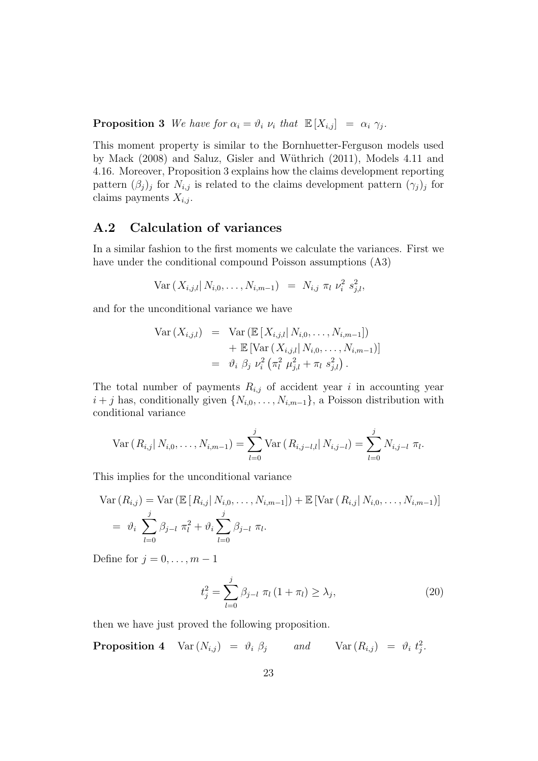**Proposition 3** *We have for $\alpha_i = \vartheta_i \, \nu_i$ that* $\mathbb{E}[X_{i,j}] \;=\; \alpha_i \, \gamma_j$.

This moment property is similar to the Bornhuetter-Ferguson models used by Mack (2008) and Saluz, Gisler and Wüthrich (2011), Models 4.11 and 4.16. Moreover, Proposition 3 explains how the claims development reporting pattern $(\beta_j)_j$ for $N_{i,j}$ is related to the claims development pattern $(\gamma_j)_j$ for claims payments $X_{i,j}$.

## A.2 Calculation of variances

In a similar fashion to the first moments we calculate the variances. First we have under the conditional compound Poisson assumptions (A3)

$$\mathrm{Var}\left(X_{i,j,l} \middle| N_{i,0}, \ldots, N_{i,m-1}\right) \;=\; N_{i,j} \; \pi_l \; \nu_i^2 \; s_{j,l}^2,$$

and for the unconditional variance we have

$$\begin{aligned}
\mathrm{Var}\left(X_{i,j,l}\right) \;&=\; \mathrm{Var}\left(\mathbb{E}\left[X_{i,j,l} \middle| N_{i,0}, \ldots, N_{i,m-1}\right]\right) \\
&\quad + \mathbb{E}\left[\mathrm{Var}\left(X_{i,j,l} \middle| N_{i,0}, \ldots, N_{i,m-1}\right)\right] \\
&=\; \vartheta_i \; \beta_j \; \nu_i^2 \left(\pi_l^2 \; \mu_{j,l}^2 + \pi_l \; s_{j,l}^2\right).
\end{aligned}$$

The total number of payments $R_{i,j}$ of accident year $i$ in accounting year $i + j$ has, conditionally given $\{N_{i,0}, \ldots, N_{i,m-1}\}$, a Poisson distribution with conditional variance

$$\mathrm{Var}\left(R_{i,j} \middle| N_{i,0}, \ldots, N_{i,m-1}\right) = \sum_{l=0}^{j} \mathrm{Var}\left(R_{i,j-l,l} \middle| N_{i,j-l}\right) = \sum_{l=0}^{j} N_{i,j-l} \; \pi_l.$$

This implies for the unconditional variance

$$\begin{aligned}
&\mathrm{Var}\left(R_{i,j}\right) = \mathrm{Var}\left(\mathbb{E}\left[R_{i,j} \middle| N_{i,0}, \ldots, N_{i,m-1}\right]\right) + \mathbb{E}\left[\mathrm{Var}\left(R_{i,j} \middle| N_{i,0}, \ldots, N_{i,m-1}\right)\right] \\
&= \; \vartheta_i \; \sum_{l=0}^{j} \beta_{j-l} \; \pi_l^2 + \vartheta_i \sum_{l=0}^{j} \beta_{j-l} \; \pi_l.
\end{aligned}$$

Define for $j = 0, \ldots, m-1$

$$t_j^2 = \sum_{l=0}^{j} \beta_{j-l} \; \pi_l \left(1 + \pi_l\right) \geq \lambda_j, \tag{20}$$

then we have just proved the following proposition.

**Proposition 4** $\quad \mathrm{Var}\left(N_{i,j}\right) \;=\; \vartheta_i \; \beta_j \qquad$ *and* $\qquad \mathrm{Var}\left(R_{i,j}\right) \;=\; \vartheta_i \; t_j^2.$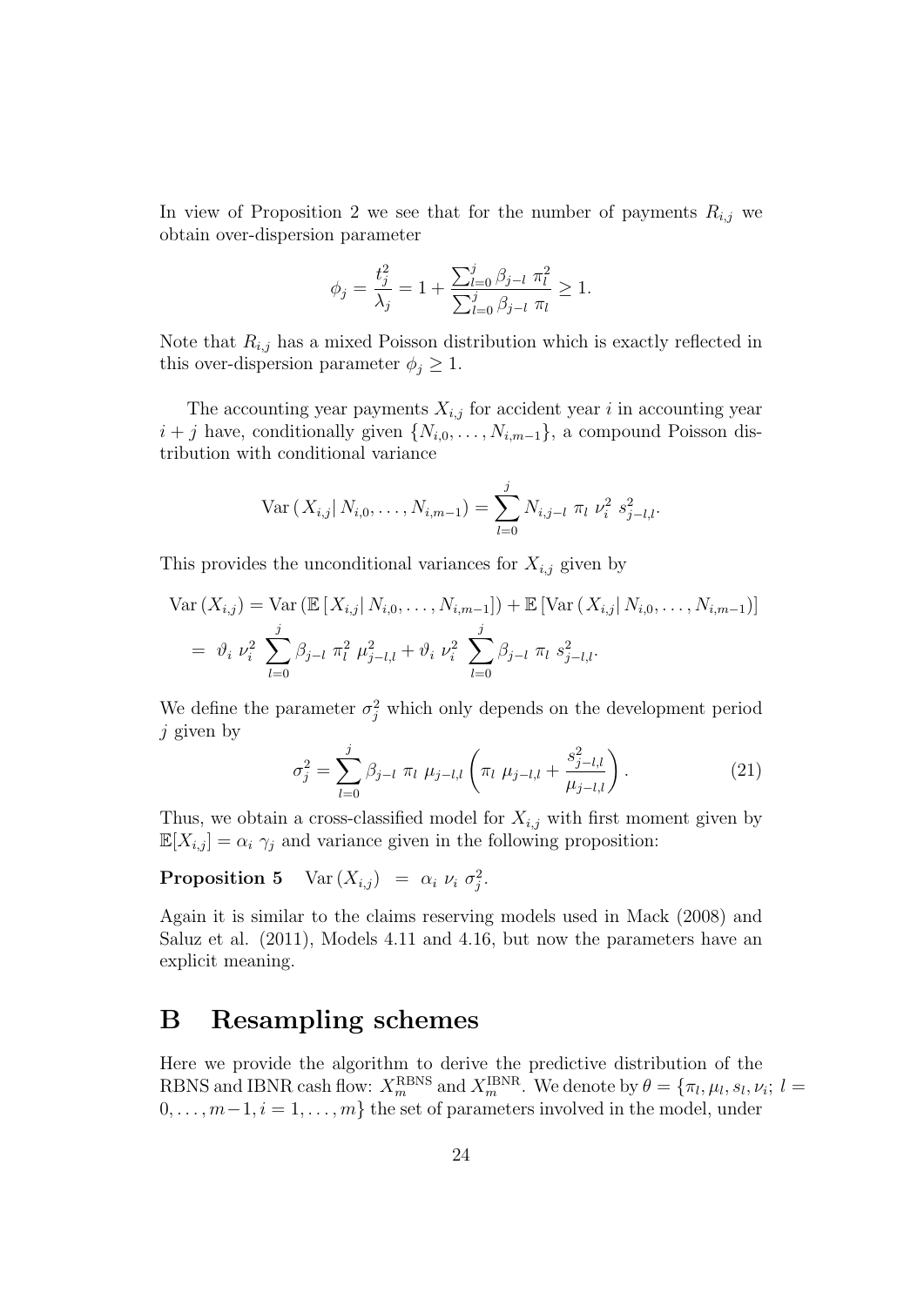In view of Proposition 2 we see that for the number of payments $R_{i,j}$ we obtain over-dispersion parameter

$$\phi_j = \frac{t_j^2}{\lambda_j} = 1 + \frac{\sum_{l=0}^{j} \beta_{j-l}\ \pi_l^2}{\sum_{l=0}^{j} \beta_{j-l}\ \pi_l} \geq 1.$$

Note that $R_{i,j}$ has a mixed Poisson distribution which is exactly reflected in this over-dispersion parameter $\phi_j \geq 1$.

The accounting year payments $X_{i,j}$ for accident year $i$ in accounting year $i+j$ have, conditionally given $\{N_{i,0}, \ldots, N_{i,m-1}\}$, a compound Poisson distribution with conditional variance

$$\mathrm{Var}\left( X_{i,j} \middle| N_{i,0}, \ldots, N_{i,m-1} \right) = \sum_{l=0}^{j} N_{i,j-l}\ \pi_l\ \nu_i^2\ s_{j-l,l}^2.$$

This provides the unconditional variances for $X_{i,j}$ given by

$$\begin{aligned}
\mathrm{Var}\left(X_{i,j}\right) &= \mathrm{Var}\left(\mathbb{E}\left[ X_{i,j} \middle| N_{i,0}, \ldots, N_{i,m-1}\right]\right) + \mathbb{E}\left[\mathrm{Var}\left( X_{i,j} \middle| N_{i,0}, \ldots, N_{i,m-1}\right)\right] \\
&= \vartheta_i\ \nu_i^2\ \sum_{l=0}^{j} \beta_{j-l}\ \pi_l^2\ \mu_{j-l,l}^2 + \vartheta_i\ \nu_i^2\ \sum_{l=0}^{j} \beta_{j-l}\ \pi_l\ s_{j-l,l}^2.
\end{aligned}$$

We define the parameter $\sigma_j^2$ which only depends on the development period $j$ given by

$$\sigma_j^2 = \sum_{l=0}^{j} \beta_{j-l}\ \pi_l\ \mu_{j-l,l} \left( \pi_l\ \mu_{j-l,l} + \frac{s_{j-l,l}^2}{\mu_{j-l,l}} \right). \tag{21}$$

Thus, we obtain a cross-classified model for $X_{i,j}$ with first moment given by $\mathbb{E}[X_{i,j}] = \alpha_i\ \gamma_j$ and variance given in the following proposition:

**Proposition 5** $\quad \mathrm{Var}\left(X_{i,j}\right) \ = \ \alpha_i\ \nu_i\ \sigma_j^2.$

Again it is similar to the claims reserving models used in Mack (2008) and Saluz et al. (2011), Models 4.11 and 4.16, but now the parameters have an explicit meaning.

# B Resampling schemes

Here we provide the algorithm to derive the predictive distribution of the RBNS and IBNR cash flow: $X_m^{\mathrm{RBNS}}$ and $X_m^{\mathrm{IBNR}}$. We denote by $\theta = \{\pi_l, \mu_l, s_l, \nu_i;\ l = 0, \ldots, m-1, i = 1, \ldots, m\}$ the set of parameters involved in the model, under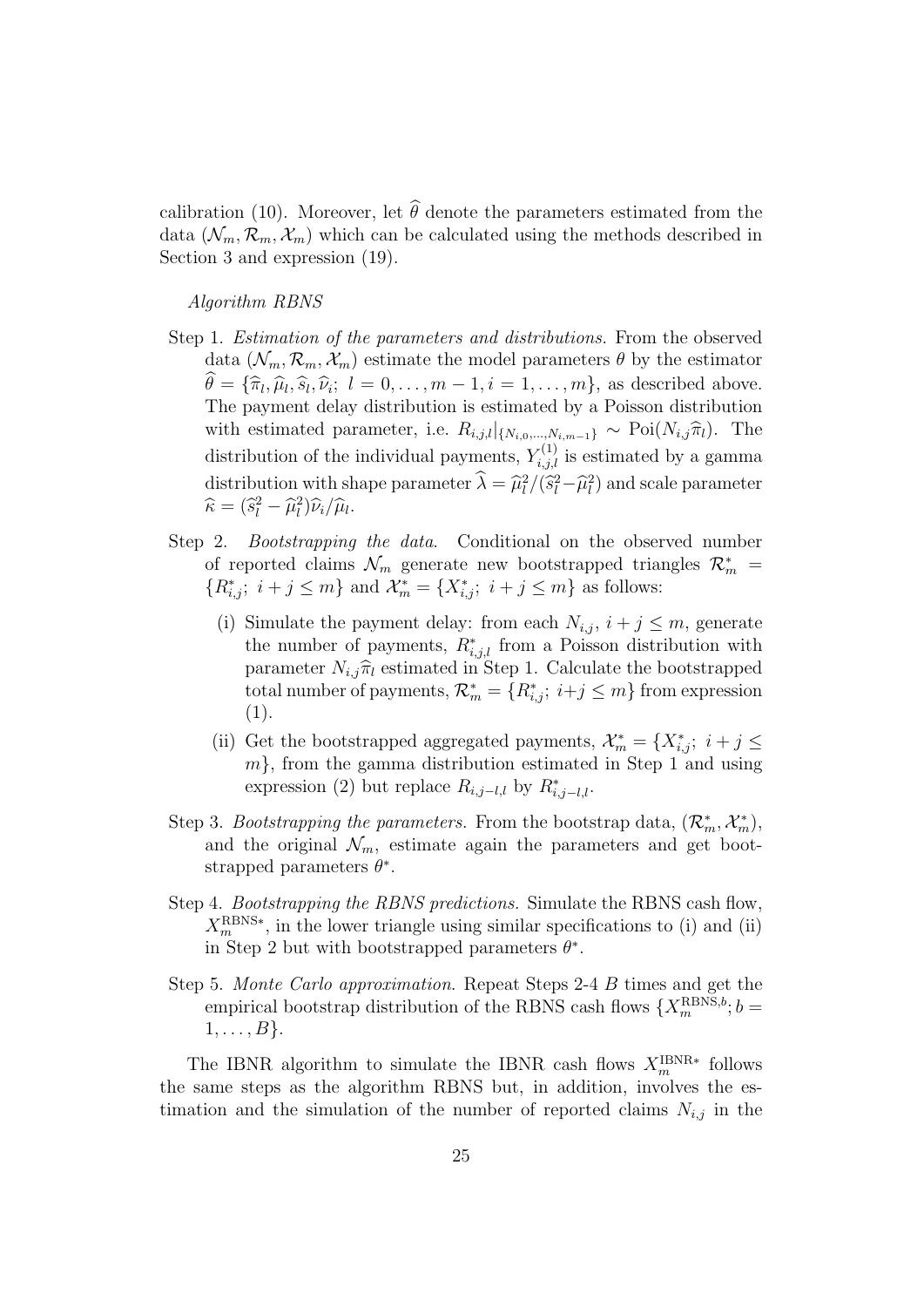calibration (10). Moreover, let $\widehat{\theta}$ denote the parameters estimated from the data $(\mathcal{N}_m, \mathcal{R}_m, \mathcal{X}_m)$ which can be calculated using the methods described in Section 3 and expression (19).

*Algorithm RBNS*

Step 1. *Estimation of the parameters and distributions.* From the observed data $(\mathcal{N}_m, \mathcal{R}_m, \mathcal{X}_m)$ estimate the model parameters $\theta$ by the estimator $\widehat{\theta} = \{\widehat{\pi}_l, \widehat{\mu}_l, \widehat{s}_l, \widehat{\nu}_i;\ l = 0, \ldots, m-1, i = 1, \ldots, m\}$, as described above. The payment delay distribution is estimated by a Poisson distribution with estimated parameter, i.e. $R_{i,j,l}|_{\{N_{i,0},\ldots,N_{i,m-1}\}} \sim \mathrm{Poi}(N_{i,j}\widehat{\pi}_l)$. The distribution of the individual payments, $Y^{(1)}_{i,j,l}$ is estimated by a gamma distribution with shape parameter $\widehat{\lambda} = \widehat{\mu}_l^2/(\widehat{s}_l^2 - \widehat{\mu}_l^2)$ and scale parameter $\widehat{\kappa} = (\widehat{s}_l^2 - \widehat{\mu}_l^2)\widehat{\nu}_i/\widehat{\mu}_l$.

Step 2. *Bootstrapping the data.* Conditional on the observed number of reported claims $\mathcal{N}_m$ generate new bootstrapped triangles $\mathcal{R}^*_m = \{R^*_{i,j};\ i+j \leq m\}$ and $\mathcal{X}^*_m = \{X^*_{i,j};\ i+j \leq m\}$ as follows:

   (i) Simulate the payment delay: from each $N_{i,j}$, $i+j \leq m$, generate the number of payments, $R^*_{i,j,l}$ from a Poisson distribution with parameter $N_{i,j}\widehat{\pi}_l$ estimated in Step 1. Calculate the bootstrapped total number of payments, $\mathcal{R}^*_m = \{R^*_{i,j};\ i+j \leq m\}$ from expression (1).

   (ii) Get the bootstrapped aggregated payments, $\mathcal{X}^*_m = \{X^*_{i,j};\ i+j \leq m\}$, from the gamma distribution estimated in Step 1 and using expression (2) but replace $R_{i,j-l,l}$ by $R^*_{i,j-l,l}$.

Step 3. *Bootstrapping the parameters.* From the bootstrap data, $(\mathcal{R}^*_m, \mathcal{X}^*_m)$, and the original $\mathcal{N}_m$, estimate again the parameters and get bootstrapped parameters $\theta^*$.

Step 4. *Bootstrapping the RBNS predictions.* Simulate the RBNS cash flow, $X^{\mathrm{RBNS}*}_m$, in the lower triangle using similar specifications to (i) and (ii) in Step 2 but with bootstrapped parameters $\theta^*$.

Step 5. *Monte Carlo approximation.* Repeat Steps 2-4 $B$ times and get the empirical bootstrap distribution of the RBNS cash flows $\{X^{\mathrm{RBNS},b}_m; b = 1, \ldots, B\}$.

The IBNR algorithm to simulate the IBNR cash flows $X^{\mathrm{IBNR}*}_m$ follows the same steps as the algorithm RBNS but, in addition, involves the estimation and the simulation of the number of reported claims $N_{i,j}$ in the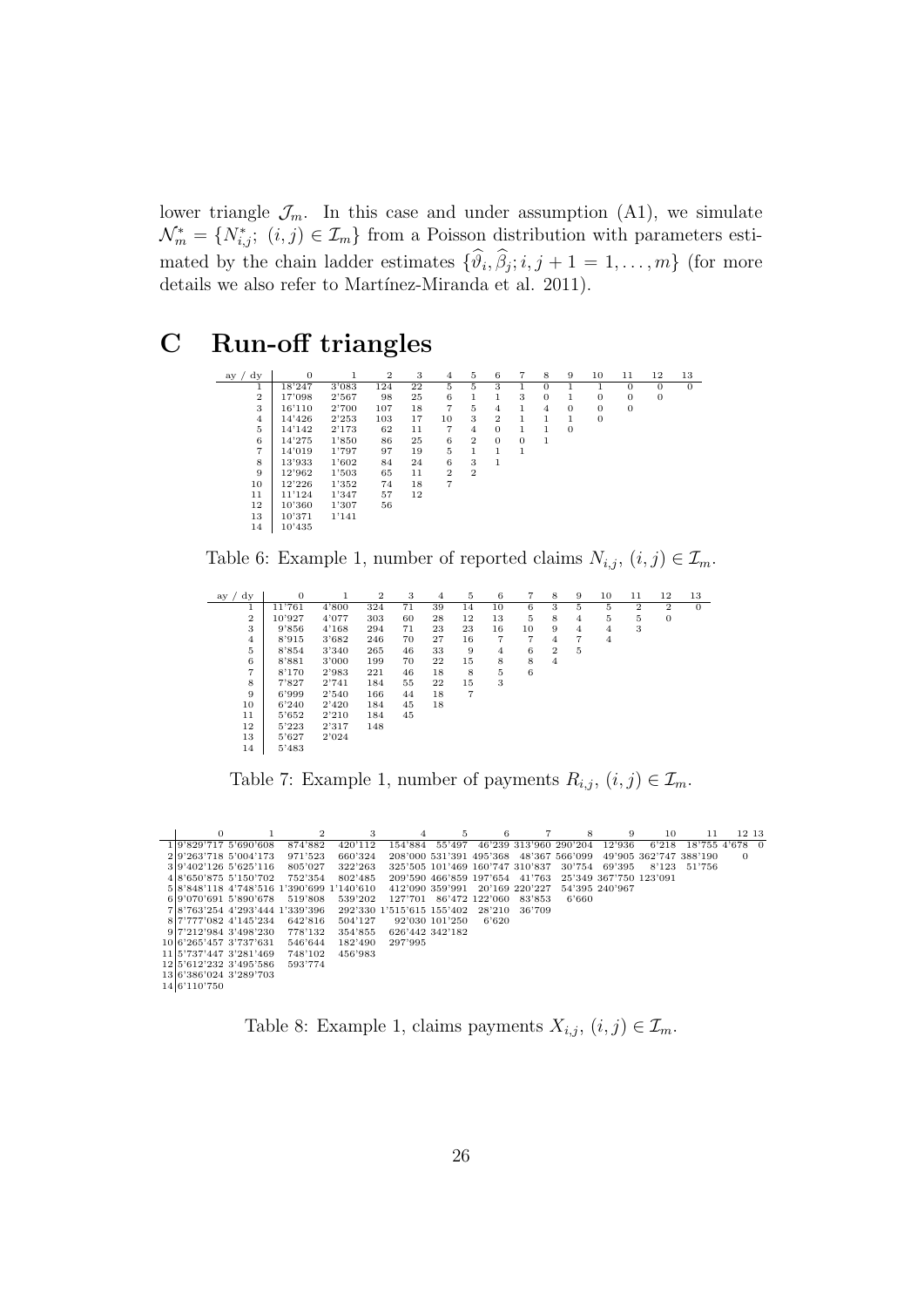lower triangle $\mathcal{J}_m$. In this case and under assumption (A1), we simulate $\mathcal{N}_m^* = \{N_{i,j}^*;\ (i,j) \in \mathcal{I}_m\}$ from a Poisson distribution with parameters estimated by the chain ladder estimates $\{\widehat{\vartheta}_i, \widehat{\beta}_j; i, j+1 = 1, \ldots, m\}$ (for more details we also refer to Martínez-Miranda et al. 2011).

# C Run-off triangles

| ay / dy | 0 | 1 | 2 | 3 | 4 | 5 | 6 | 7 | 8 | 9 | 10 | 11 | 12 | 13 |
|---|---|---|---|---|---|---|---|---|---|---|---|---|---|---|
| 1 | 18'247 | 3'083 | 124 | 22 | 5 | 5 | 3 | 1 | 0 | 1 | 1 | 0 | 0 | 0 |
| 2 | 17'098 | 2'567 | 98 | 25 | 6 | 1 | 1 | 3 | 0 | 1 | 0 | 0 | 0 | |
| 3 | 16'110 | 2'700 | 107 | 18 | 7 | 5 | 4 | 1 | 4 | 0 | 0 | 0 | | |
| 4 | 14'426 | 2'253 | 103 | 17 | 10 | 3 | 2 | 1 | 1 | 1 | 0 | | | |
| 5 | 14'142 | 2'173 | 62 | 11 | 7 | 4 | 0 | 1 | 1 | 0 | | | | |
| 6 | 14'275 | 1'850 | 86 | 25 | 6 | 2 | 0 | 0 | 1 | | | | | |
| 7 | 14'019 | 1'797 | 97 | 19 | 5 | 1 | 1 | 1 | | | | | | |
| 8 | 13'933 | 1'602 | 84 | 24 | 6 | 3 | 1 | | | | | | | |
| 9 | 12'962 | 1'503 | 65 | 11 | 2 | 2 | | | | | | | | |
| 10 | 12'226 | 1'352 | 74 | 18 | 7 | | | | | | | | | |
| 11 | 11'124 | 1'347 | 57 | 12 | | | | | | | | | | |
| 12 | 10'360 | 1'307 | 56 | | | | | | | | | | | |
| 13 | 10'371 | 1'141 | | | | | | | | | | | | |
| 14 | 10'435 | | | | | | | | | | | | | |

Table 6: Example 1, number of reported claims $N_{i,j}$, $(i,j) \in \mathcal{I}_m$.

| ay / dy | 0 | 1 | 2 | 3 | 4 | 5 | 6 | 7 | 8 | 9 | 10 | 11 | 12 | 13 |
|---|---|---|---|---|---|---|---|---|---|---|---|---|---|---|
| 1 | 11'761 | 4'800 | 324 | 71 | 39 | 14 | 10 | 6 | 3 | 5 | 5 | 2 | 2 | 0 |
| 2 | 10'927 | 4'077 | 303 | 60 | 28 | 12 | 13 | 5 | 8 | 4 | 5 | 5 | 0 | |
| 3 | 9'856 | 4'168 | 294 | 71 | 23 | 23 | 16 | 10 | 9 | 4 | 4 | 3 | | |
| 4 | 8'915 | 3'682 | 246 | 70 | 27 | 16 | 7 | 7 | 4 | 7 | 4 | | | |
| 5 | 8'854 | 3'340 | 265 | 46 | 33 | 9 | 4 | 6 | 2 | 5 | | | | |
| 6 | 8'881 | 3'000 | 199 | 70 | 22 | 15 | 8 | 8 | 4 | | | | | |
| 7 | 8'170 | 2'983 | 221 | 46 | 18 | 8 | 5 | 6 | | | | | | |
| 8 | 7'827 | 2'741 | 184 | 55 | 22 | 15 | 3 | | | | | | | |
| 9 | 6'999 | 2'540 | 166 | 44 | 18 | 7 | | | | | | | | |
| 10 | 6'240 | 2'420 | 184 | 45 | 18 | | | | | | | | | |
| 11 | 5'652 | 2'210 | 184 | 45 | | | | | | | | | | |
| 12 | 5'223 | 2'317 | 148 | | | | | | | | | | | |
| 13 | 5'627 | 2'024 | | | | | | | | | | | | |
| 14 | 5'483 | | | | | | | | | | | | | |

Table 7: Example 1, number of payments $R_{i,j}$, $(i,j) \in \mathcal{I}_m$.

| | 0 | 1 | 2 | 3 | 4 | 5 | 6 | 7 | 8 | 9 | 10 | 11 | 12 | 13 |
|---|---|---|---|---|---|---|---|---|---|---|---|---|---|---|
| 1 | 9'829'717 | 5'690'608 | 874'882 | 420'112 | 154'884 | 55'497 | 46'239 | 313'960 | 290'204 | 12'936 | 6'218 | 18'755 | 4'678 | 0 |
| 2 | 9'263'718 | 5'004'173 | 971'523 | 660'324 | 208'000 | 531'391 | 495'368 | 48'367 | 566'099 | 49'905 | 362'747 | 388'190 | 0 | |
| 3 | 9'402'126 | 5'625'116 | 805'027 | 322'263 | 325'505 | 101'469 | 160'747 | 310'837 | 30'754 | 69'395 | 8'123 | 51'756 | | |
| 4 | 8'650'875 | 5'150'702 | 752'354 | 802'485 | 209'590 | 466'859 | 197'654 | 41'763 | 25'349 | 367'750 | 123'091 | | | |
| 5 | 8'848'118 | 4'748'516 | 1'390'699 | 1'140'610 | 412'090 | 359'991 | 20'169 | 220'227 | 54'395 | 240'967 | | | | |
| 6 | 9'070'691 | 5'890'678 | 519'808 | 539'202 | 127'701 | 86'472 | 122'060 | 83'853 | 6'660 | | | | | |
| 7 | 8'763'254 | 4'293'444 | 1'339'396 | 292'330 | 1'515'615 | 155'402 | 28'210 | 36'709 | | | | | | |
| 8 | 7'777'082 | 4'145'234 | 642'816 | 504'127 | 92'030 | 101'250 | 6'620 | | | | | | | |
| 9 | 7'212'984 | 3'498'230 | 778'132 | 354'855 | 626'442 | 342'182 | | | | | | | | |
| 10 | 6'265'457 | 3'737'631 | 546'644 | 182'490 | 297'995 | | | | | | | | | |
| 11 | 5'737'447 | 3'281'469 | 748'102 | 456'983 | | | | | | | | | | |
| 12 | 5'612'232 | 3'495'586 | 593'774 | | | | | | | | | | | |
| 13 | 6'386'024 | 3'289'703 | | | | | | | | | | | | |
| 14 | 6'110'750 | | | | | | | | | | | | | |

Table 8: Example 1, claims payments $X_{i,j}$, $(i,j) \in \mathcal{I}_m$.